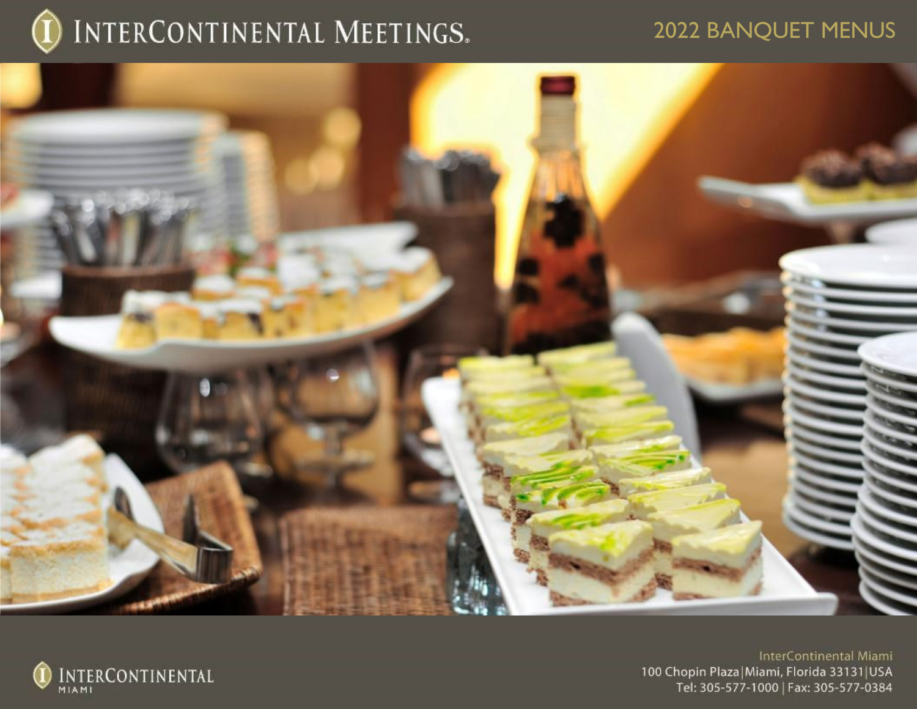# INTERCONTINENTAL MEETINGS.

## 2022 BANQUET MENUS

INTERCONTINENTAL
MIAMI

InterContinental Miami
100 Chopin Plaza | Miami, Florida 33131 | USA
Tel: 305-577-1000 | Fax: 305-577-0384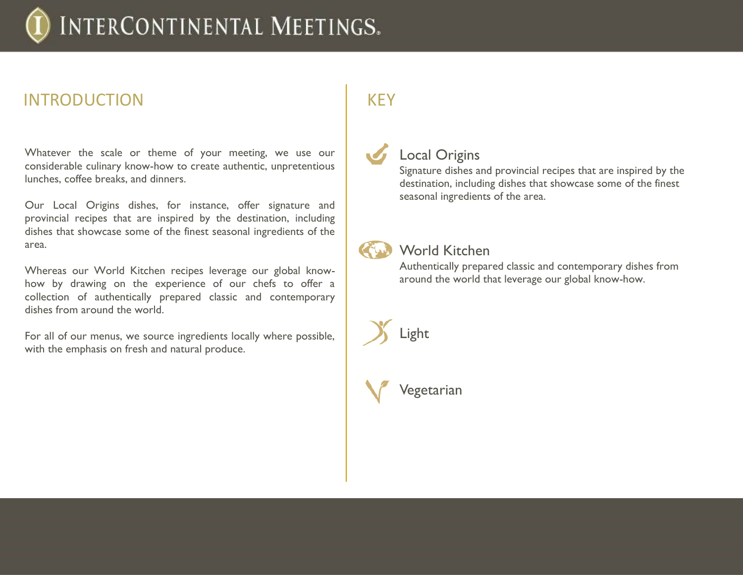# INTRODUCTION

Whatever the scale or theme of your meeting, we use our considerable culinary know-how to create authentic, unpretentious lunches, coffee breaks, and dinners.

Our Local Origins dishes, for instance, offer signature and provincial recipes that are inspired by the destination, including dishes that showcase some of the finest seasonal ingredients of the area.

Whereas our World Kitchen recipes leverage our global know-how by drawing on the experience of our chefs to offer a collection of authentically prepared classic and contemporary dishes from around the world.

For all of our menus, we source ingredients locally where possible, with the emphasis on fresh and natural produce.

# KEY

## Local Origins

Signature dishes and provincial recipes that are inspired by the destination, including dishes that showcase some of the finest seasonal ingredients of the area.

## World Kitchen

Authentically prepared classic and contemporary dishes from around the world that leverage our global know-how.

## Light

## Vegetarian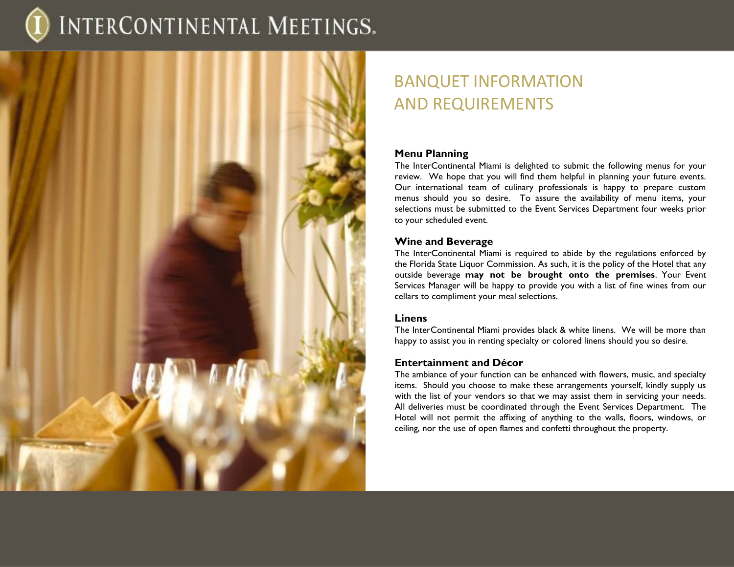# BANQUET INFORMATION AND REQUIREMENTS

### Menu Planning

The InterContinental Miami is delighted to submit the following menus for your review. We hope that you will find them helpful in planning your future events. Our international team of culinary professionals is happy to prepare custom menus should you so desire. To assure the availability of menu items, your selections must be submitted to the Event Services Department four weeks prior to your scheduled event.

### Wine and Beverage

The InterContinental Miami is required to abide by the regulations enforced by the Florida State Liquor Commission. As such, it is the policy of the Hotel that any outside beverage **may not be brought onto the premises**. Your Event Services Manager will be happy to provide you with a list of fine wines from our cellars to compliment your meal selections.

### Linens

The InterContinental Miami provides black & white linens. We will be more than happy to assist you in renting specialty or colored linens should you so desire.

### Entertainment and Décor

The ambiance of your function can be enhanced with flowers, music, and specialty items. Should you choose to make these arrangements yourself, kindly supply us with the list of your vendors so that we may assist them in servicing your needs. All deliveries must be coordinated through the Event Services Department. The Hotel will not permit the affixing of anything to the walls, floors, windows, or ceiling, nor the use of open flames and confetti throughout the property.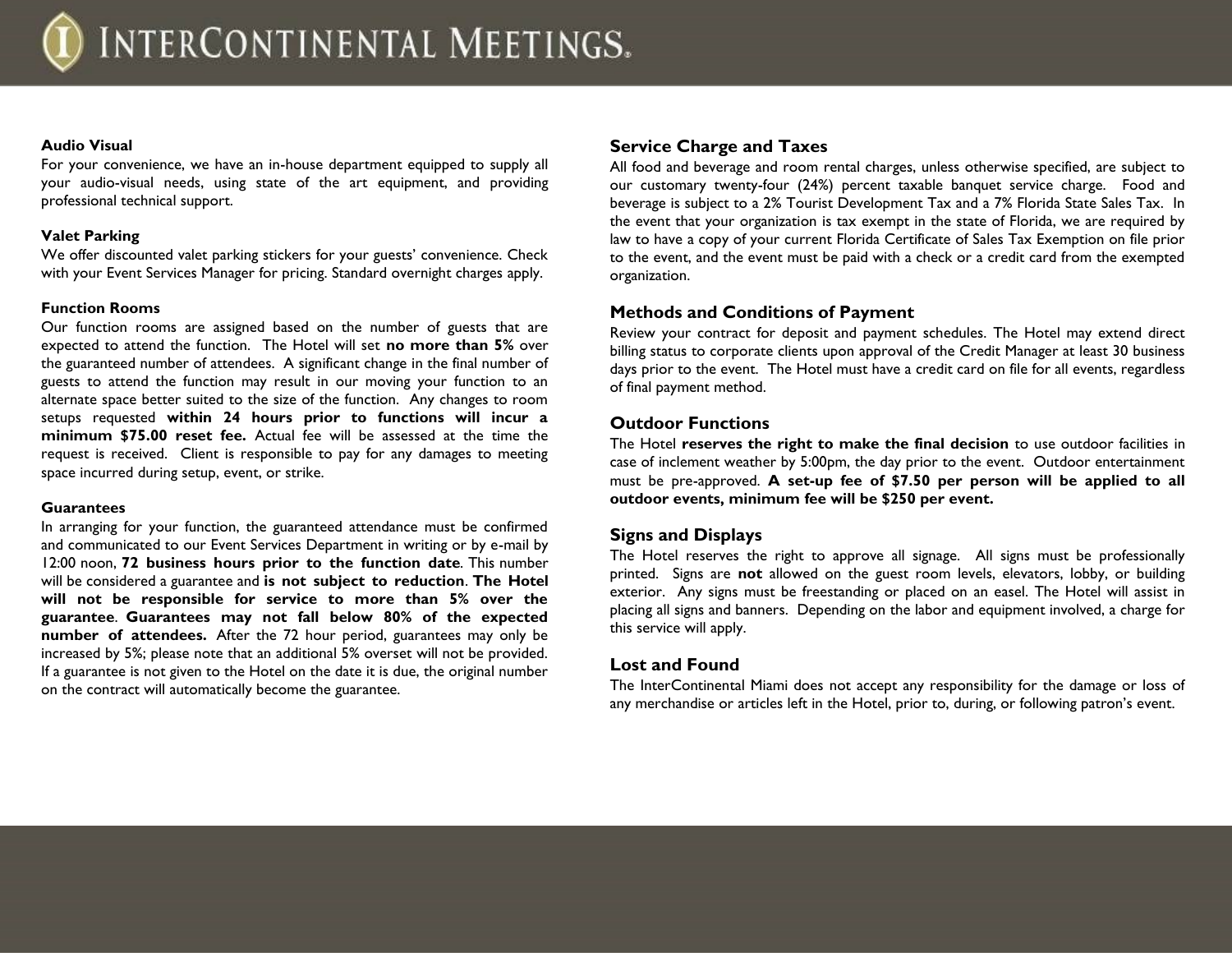### Audio Visual

For your convenience, we have an in-house department equipped to supply all your audio-visual needs, using state of the art equipment, and providing professional technical support.

### Valet Parking

We offer discounted valet parking stickers for your guests' convenience. Check with your Event Services Manager for pricing. Standard overnight charges apply.

### Function Rooms

Our function rooms are assigned based on the number of guests that are expected to attend the function. The Hotel will set **no more than 5%** over the guaranteed number of attendees. A significant change in the final number of guests to attend the function may result in our moving your function to an alternate space better suited to the size of the function. Any changes to room setups requested **within 24 hours prior to functions will incur a minimum $75.00 reset fee.** Actual fee will be assessed at the time the request is received. Client is responsible to pay for any damages to meeting space incurred during setup, event, or strike.

### Guarantees

In arranging for your function, the guaranteed attendance must be confirmed and communicated to our Event Services Department in writing or by e-mail by 12:00 noon, **72 business hours prior to the function date**. This number will be considered a guarantee and **is not subject to reduction**. **The Hotel will not be responsible for service to more than 5% over the guarantee**. **Guarantees may not fall below 80% of the expected number of attendees.** After the 72 hour period, guarantees may only be increased by 5%; please note that an additional 5% overset will not be provided. If a guarantee is not given to the Hotel on the date it is due, the original number on the contract will automatically become the guarantee.

### Service Charge and Taxes

All food and beverage and room rental charges, unless otherwise specified, are subject to our customary twenty-four (24%) percent taxable banquet service charge. Food and beverage is subject to a 2% Tourist Development Tax and a 7% Florida State Sales Tax. In the event that your organization is tax exempt in the state of Florida, we are required by law to have a copy of your current Florida Certificate of Sales Tax Exemption on file prior to the event, and the event must be paid with a check or a credit card from the exempted organization.

### Methods and Conditions of Payment

Review your contract for deposit and payment schedules. The Hotel may extend direct billing status to corporate clients upon approval of the Credit Manager at least 30 business days prior to the event. The Hotel must have a credit card on file for all events, regardless of final payment method.

### Outdoor Functions

The Hotel **reserves the right to make the final decision** to use outdoor facilities in case of inclement weather by 5:00pm, the day prior to the event. Outdoor entertainment must be pre-approved. **A set-up fee of $7.50 per person will be applied to all outdoor events, minimum fee will be $250 per event.**

### Signs and Displays

The Hotel reserves the right to approve all signage. All signs must be professionally printed. Signs are **not** allowed on the guest room levels, elevators, lobby, or building exterior. Any signs must be freestanding or placed on an easel. The Hotel will assist in placing all signs and banners. Depending on the labor and equipment involved, a charge for this service will apply.

### Lost and Found

The InterContinental Miami does not accept any responsibility for the damage or loss of any merchandise or articles left in the Hotel, prior to, during, or following patron's event.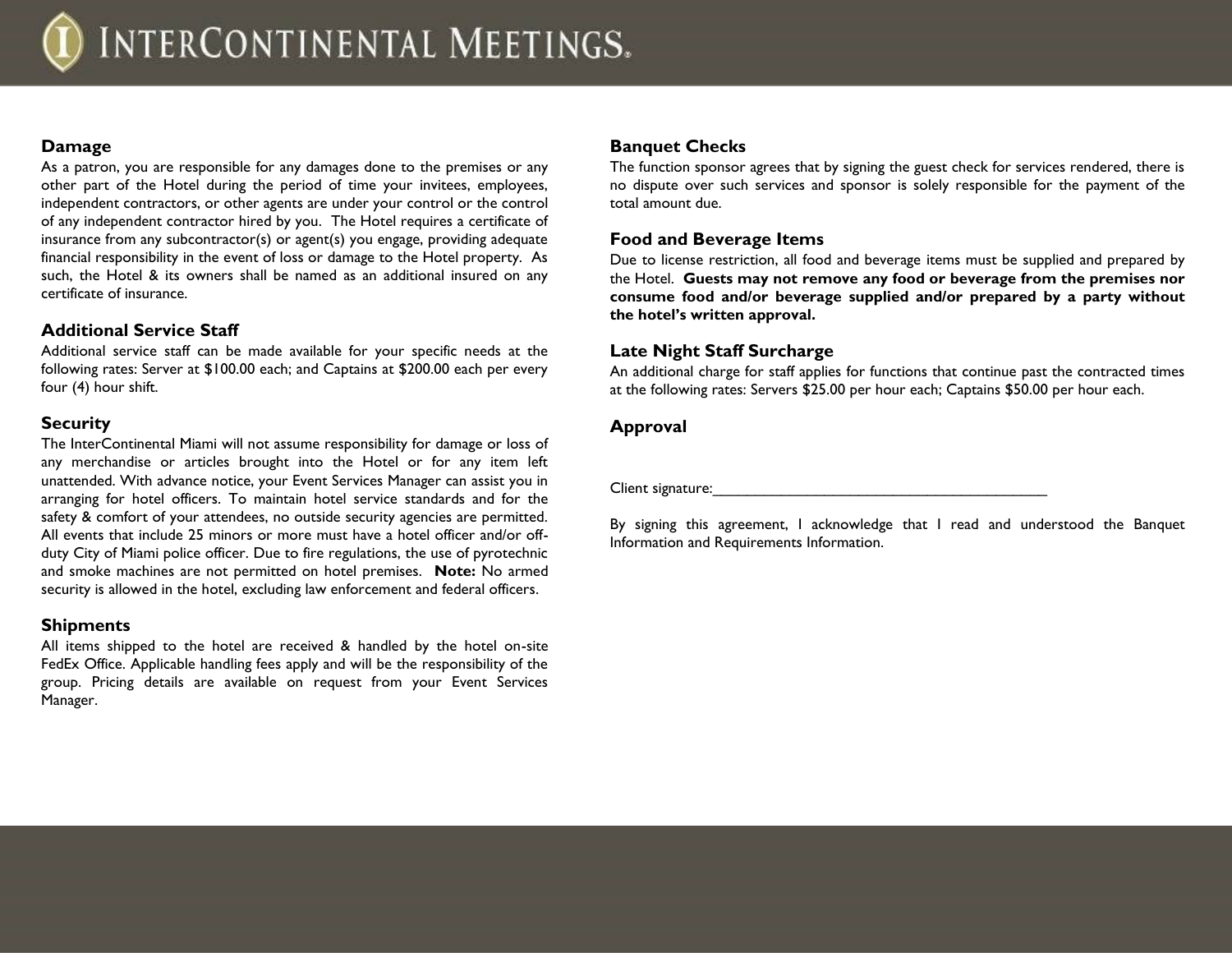## Damage

As a patron, you are responsible for any damages done to the premises or any other part of the Hotel during the period of time your invitees, employees, independent contractors, or other agents are under your control or the control of any independent contractor hired by you. The Hotel requires a certificate of insurance from any subcontractor(s) or agent(s) you engage, providing adequate financial responsibility in the event of loss or damage to the Hotel property. As such, the Hotel & its owners shall be named as an additional insured on any certificate of insurance.

## Additional Service Staff

Additional service staff can be made available for your specific needs at the following rates: Server at $100.00 each; and Captains at $200.00 each per every four (4) hour shift.

## Security

The InterContinental Miami will not assume responsibility for damage or loss of any merchandise or articles brought into the Hotel or for any item left unattended. With advance notice, your Event Services Manager can assist you in arranging for hotel officers. To maintain hotel service standards and for the safety & comfort of your attendees, no outside security agencies are permitted. All events that include 25 minors or more must have a hotel officer and/or off-duty City of Miami police officer. Due to fire regulations, the use of pyrotechnic and smoke machines are not permitted on hotel premises. **Note:** No armed security is allowed in the hotel, excluding law enforcement and federal officers.

## Shipments

All items shipped to the hotel are received & handled by the hotel on-site FedEx Office. Applicable handling fees apply and will be the responsibility of the group. Pricing details are available on request from your Event Services Manager.

## Banquet Checks

The function sponsor agrees that by signing the guest check for services rendered, there is no dispute over such services and sponsor is solely responsible for the payment of the total amount due.

## Food and Beverage Items

Due to license restriction, all food and beverage items must be supplied and prepared by the Hotel. **Guests may not remove any food or beverage from the premises nor consume food and/or beverage supplied and/or prepared by a party without the hotel's written approval.**

## Late Night Staff Surcharge

An additional charge for staff applies for functions that continue past the contracted times at the following rates: Servers $25.00 per hour each; Captains $50.00 per hour each.

## Approval

Client signature:_________________________________________

By signing this agreement, I acknowledge that I read and understood the Banquet Information and Requirements Information.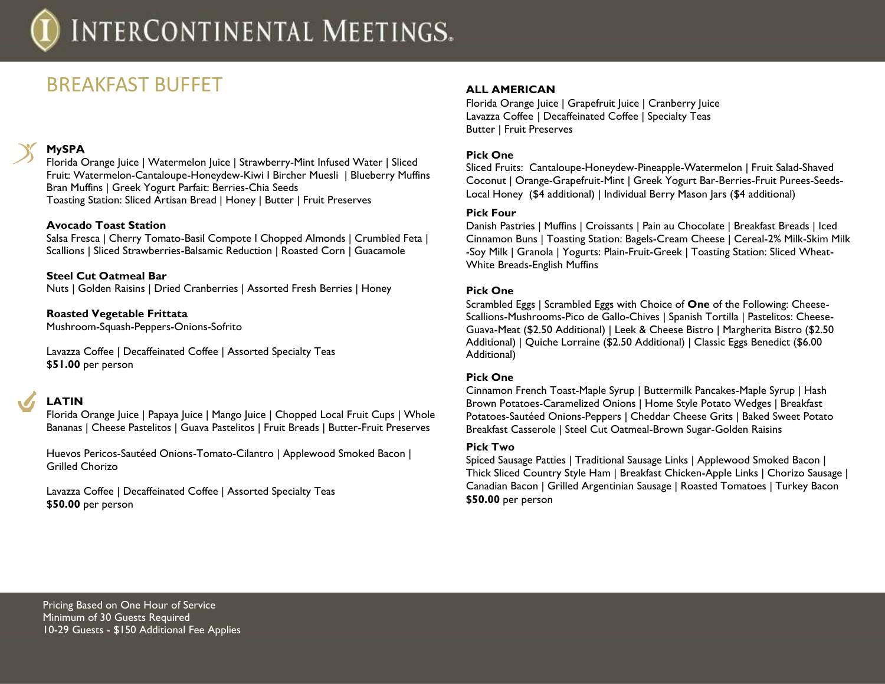# BREAKFAST BUFFET

### MySPA

Florida Orange Juice | Watermelon Juice | Strawberry-Mint Infused Water | Sliced Fruit: Watermelon-Cantaloupe-Honeydew-Kiwi I Bircher Muesli | Blueberry Muffins Bran Muffins | Greek Yogurt Parfait: Berries-Chia Seeds
Toasting Station: Sliced Artisan Bread | Honey | Butter | Fruit Preserves

**Avocado Toast Station**
Salsa Fresca | Cherry Tomato-Basil Compote I Chopped Almonds | Crumbled Feta | Scallions | Sliced Strawberries-Balsamic Reduction | Roasted Corn | Guacamole

**Steel Cut Oatmeal Bar**
Nuts | Golden Raisins | Dried Cranberries | Assorted Fresh Berries | Honey

**Roasted Vegetable Frittata**
Mushroom-Squash-Peppers-Onions-Sofrito

Lavazza Coffee | Decaffeinated Coffee | Assorted Specialty Teas
**$51.00** per person

### LATIN

Florida Orange Juice | Papaya Juice | Mango Juice | Chopped Local Fruit Cups | Whole Bananas | Cheese Pastelitos | Guava Pastelitos | Fruit Breads | Butter-Fruit Preserves

Huevos Pericos-Sautéed Onions-Tomato-Cilantro | Applewood Smoked Bacon | Grilled Chorizo

Lavazza Coffee | Decaffeinated Coffee | Assorted Specialty Teas
**$50.00** per person

### ALL AMERICAN

Florida Orange Juice | Grapefruit Juice | Cranberry Juice
Lavazza Coffee | Decaffeinated Coffee | Specialty Teas
Butter | Fruit Preserves

**Pick One**
Sliced Fruits: Cantaloupe-Honeydew-Pineapple-Watermelon | Fruit Salad-Shaved Coconut | Orange-Grapefruit-Mint | Greek Yogurt Bar-Berries-Fruit Purees-Seeds-Local Honey ($4 additional) | Individual Berry Mason Jars ($4 additional)

**Pick Four**
Danish Pastries | Muffins | Croissants | Pain au Chocolate | Breakfast Breads | Iced Cinnamon Buns | Toasting Station: Bagels-Cream Cheese | Cereal-2% Milk-Skim Milk -Soy Milk | Granola | Yogurts: Plain-Fruit-Greek | Toasting Station: Sliced Wheat-White Breads-English Muffins

**Pick One**
Scrambled Eggs | Scrambled Eggs with Choice of **One** of the Following: Cheese-Scallions-Mushrooms-Pico de Gallo-Chives | Spanish Tortilla | Pastelitos: Cheese-Guava-Meat ($2.50 Additional) | Leek & Cheese Bistro | Margherita Bistro ($2.50 Additional) | Quiche Lorraine ($2.50 Additional) | Classic Eggs Benedict ($6.00 Additional)

**Pick One**
Cinnamon French Toast-Maple Syrup | Buttermilk Pancakes-Maple Syrup | Hash Brown Potatoes-Caramelized Onions | Home Style Potato Wedges | Breakfast Potatoes-Sautéed Onions-Peppers | Cheddar Cheese Grits | Baked Sweet Potato Breakfast Casserole | Steel Cut Oatmeal-Brown Sugar-Golden Raisins

**Pick Two**
Spiced Sausage Patties | Traditional Sausage Links | Applewood Smoked Bacon | Thick Sliced Country Style Ham | Breakfast Chicken-Apple Links | Chorizo Sausage | Canadian Bacon | Grilled Argentinian Sausage | Roasted Tomatoes | Turkey Bacon
**$50.00** per person

Pricing Based on One Hour of Service
Minimum of 30 Guests Required
10-29 Guests - $150 Additional Fee Applies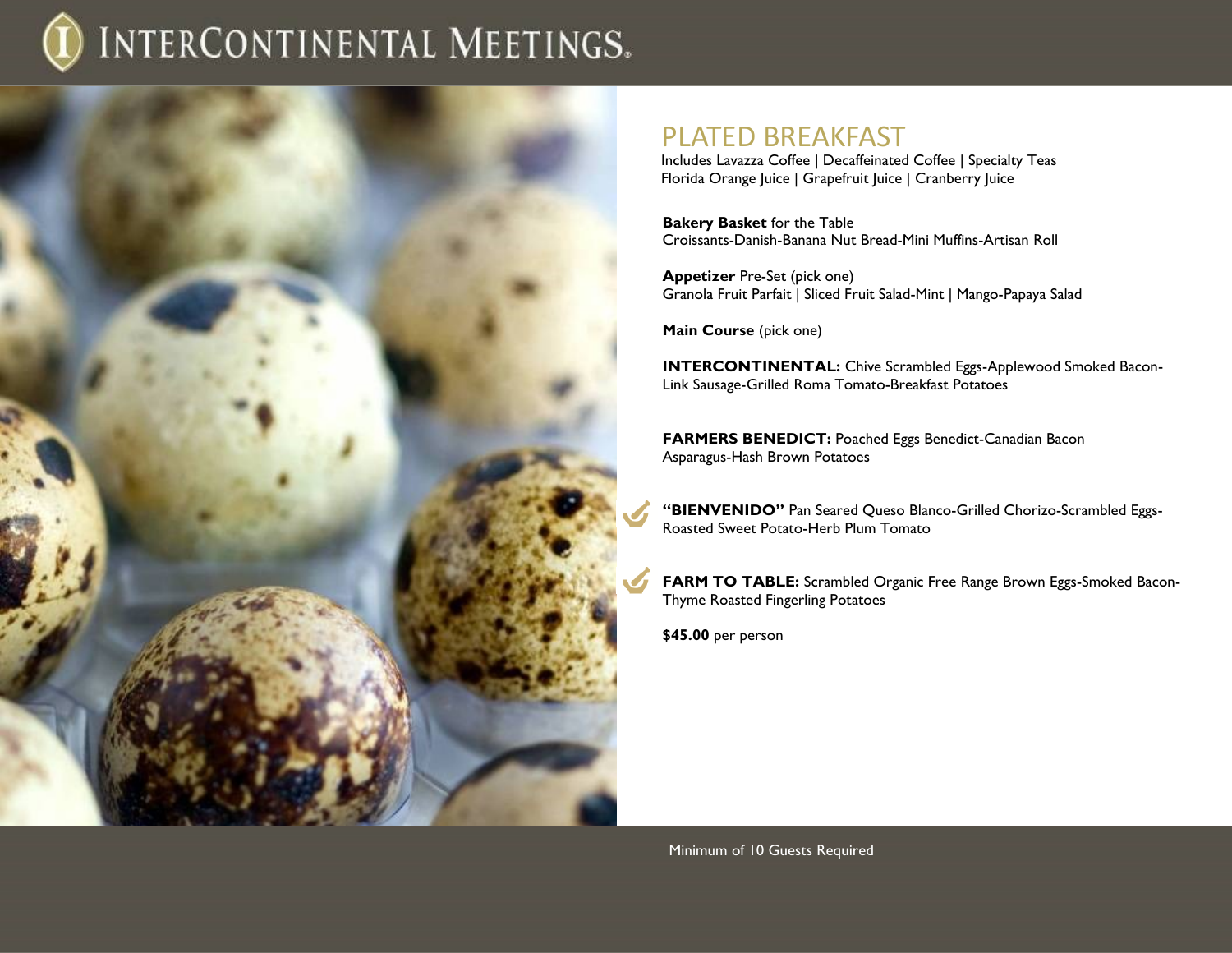# PLATED BREAKFAST

Includes Lavazza Coffee | Decaffeinated Coffee | Specialty Teas
Florida Orange Juice | Grapefruit Juice | Cranberry Juice

**Bakery Basket** for the Table
Croissants-Danish-Banana Nut Bread-Mini Muffins-Artisan Roll

**Appetizer** Pre-Set (pick one)
Granola Fruit Parfait | Sliced Fruit Salad-Mint | Mango-Papaya Salad

**Main Course** (pick one)

**INTERCONTINENTAL:** Chive Scrambled Eggs-Applewood Smoked Bacon-Link Sausage-Grilled Roma Tomato-Breakfast Potatoes

**FARMERS BENEDICT:** Poached Eggs Benedict-Canadian Bacon Asparagus-Hash Brown Potatoes

**"BIENVENIDO"** Pan Seared Queso Blanco-Grilled Chorizo-Scrambled Eggs-Roasted Sweet Potato-Herb Plum Tomato

**FARM TO TABLE:** Scrambled Organic Free Range Brown Eggs-Smoked Bacon-Thyme Roasted Fingerling Potatoes

**$45.00** per person

Minimum of 10 Guests Required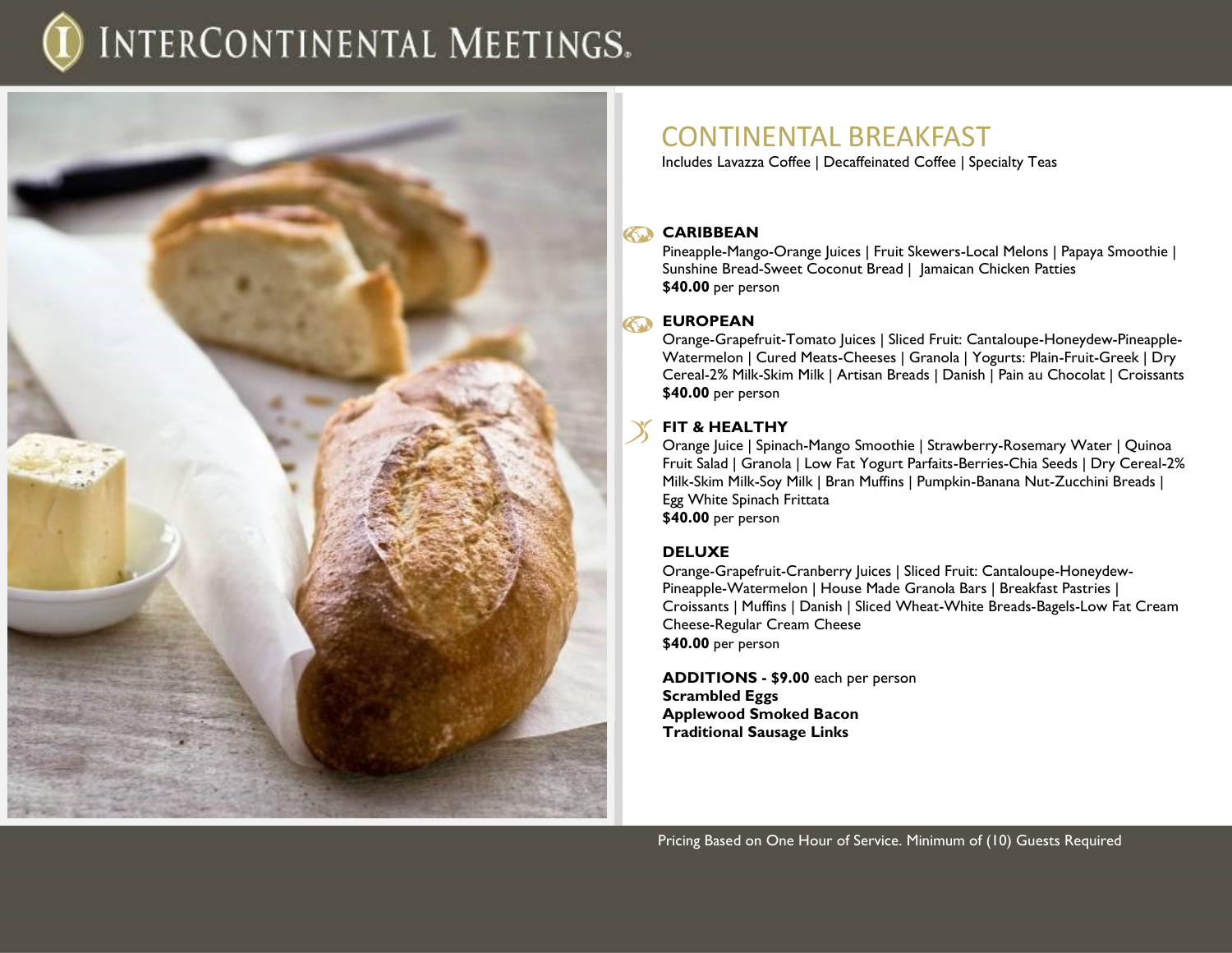# CONTINENTAL BREAKFAST

Includes Lavazza Coffee | Decaffeinated Coffee | Specialty Teas

### CARIBBEAN

Pineapple-Mango-Orange Juices | Fruit Skewers-Local Melons | Papaya Smoothie | Sunshine Bread-Sweet Coconut Bread | Jamaican Chicken Patties

**$40.00** per person

### EUROPEAN

Orange-Grapefruit-Tomato Juices | Sliced Fruit: Cantaloupe-Honeydew-Pineapple-Watermelon | Cured Meats-Cheeses | Granola | Yogurts: Plain-Fruit-Greek | Dry Cereal-2% Milk-Skim Milk | Artisan Breads | Danish | Pain au Chocolat | Croissants

**$40.00** per person

### FIT & HEALTHY

Orange Juice | Spinach-Mango Smoothie | Strawberry-Rosemary Water | Quinoa Fruit Salad | Granola | Low Fat Yogurt Parfaits-Berries-Chia Seeds | Dry Cereal-2% Milk-Skim Milk-Soy Milk | Bran Muffins | Pumpkin-Banana Nut-Zucchini Breads | Egg White Spinach Frittata

**$40.00** per person

### DELUXE

Orange-Grapefruit-Cranberry Juices | Sliced Fruit: Cantaloupe-Honeydew-Pineapple-Watermelon | House Made Granola Bars | Breakfast Pastries | Croissants | Muffins | Danish | Sliced Wheat-White Breads-Bagels-Low Fat Cream Cheese-Regular Cream Cheese

**$40.00** per person

**ADDITIONS - $9.00** each per person

**Scrambled Eggs**

**Applewood Smoked Bacon**

**Traditional Sausage Links**

Pricing Based on One Hour of Service. Minimum of (10) Guests Required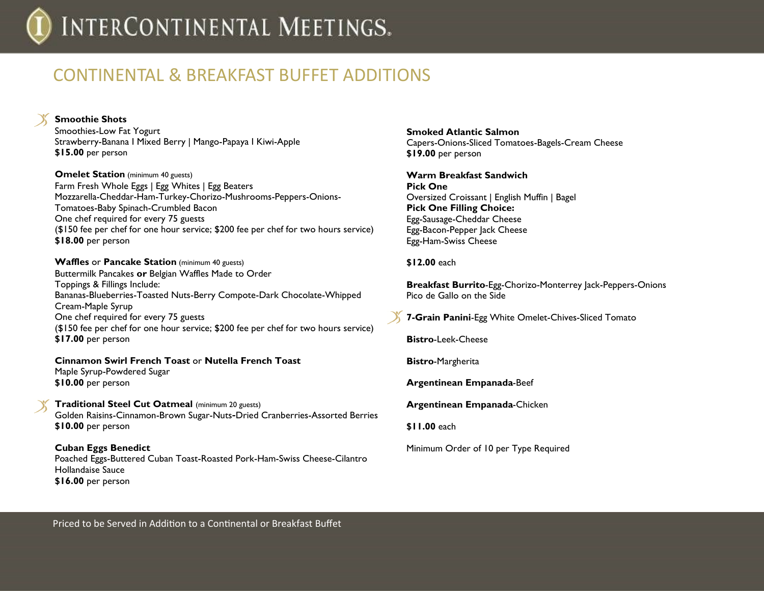# CONTINENTAL & BREAKFAST BUFFET ADDITIONS

**Smoothie Shots**
Smoothies-Low Fat Yogurt
Strawberry-Banana I Mixed Berry | Mango-Papaya I Kiwi-Apple
**$15.00** per person

**Omelet Station** (minimum 40 guests)
Farm Fresh Whole Eggs | Egg Whites | Egg Beaters
Mozzarella-Cheddar-Ham-Turkey-Chorizo-Mushrooms-Peppers-Onions-Tomatoes-Baby Spinach-Crumbled Bacon
One chef required for every 75 guests
($150 fee per chef for one hour service; $200 fee per chef for two hours service)
**$18.00** per person

**Waffles** or **Pancake Station** (minimum 40 guests)
Buttermilk Pancakes **or** Belgian Waffles Made to Order
Toppings & Fillings Include:
Bananas-Blueberries-Toasted Nuts-Berry Compote-Dark Chocolate-Whipped Cream-Maple Syrup
One chef required for every 75 guests
($150 fee per chef for one hour service; $200 fee per chef for two hours service)
**$17.00** per person

**Cinnamon Swirl French Toast** or **Nutella French Toast**
Maple Syrup-Powdered Sugar
**$10.00** per person

**Traditional Steel Cut Oatmeal** (minimum 20 guests)
Golden Raisins-Cinnamon-Brown Sugar-Nuts-Dried Cranberries-Assorted Berries
**$10.00** per person

**Cuban Eggs Benedict**
Poached Eggs-Buttered Cuban Toast-Roasted Pork-Ham-Swiss Cheese-Cilantro Hollandaise Sauce
**$16.00** per person

**Smoked Atlantic Salmon**
Capers-Onions-Sliced Tomatoes-Bagels-Cream Cheese
**$19.00** per person

**Warm Breakfast Sandwich**
**Pick One**
Oversized Croissant | English Muffin | Bagel
**Pick One Filling Choice:**
Egg-Sausage-Cheddar Cheese
Egg-Bacon-Pepper Jack Cheese
Egg-Ham-Swiss Cheese

**$12.00** each

**Breakfast Burrito**-Egg-Chorizo-Monterrey Jack-Peppers-Onions
Pico de Gallo on the Side

**7-Grain Panini**-Egg White Omelet-Chives-Sliced Tomato

**Bistro**-Leek-Cheese

**Bistro**-Margherita

**Argentinean Empanada**-Beef

**Argentinean Empanada**-Chicken

**$11.00** each

Minimum Order of 10 per Type Required

Priced to be Served in Addition to a Continental or Breakfast Buffet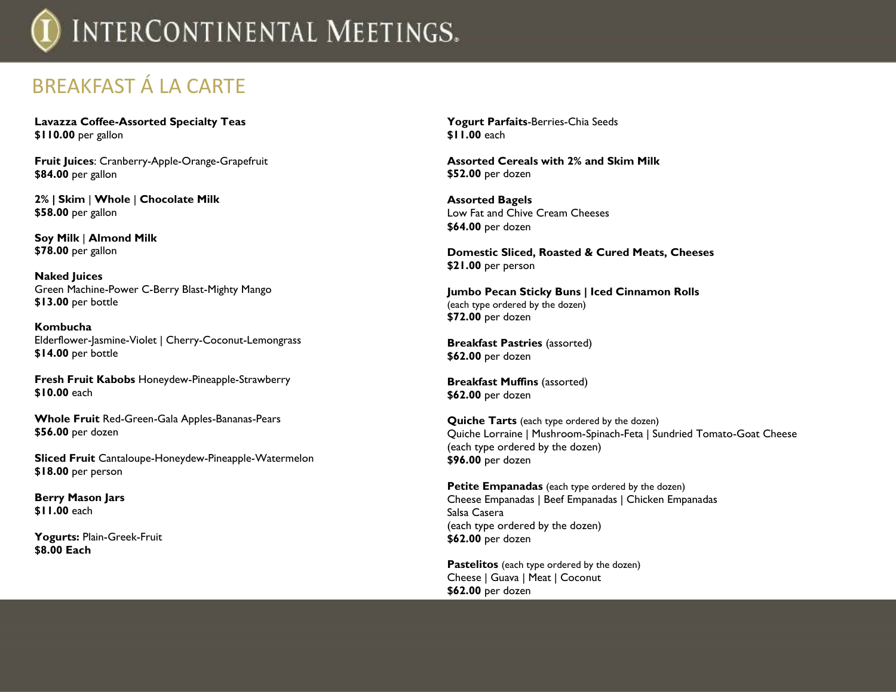# BREAKFAST Á LA CARTE

**Lavazza Coffee-Assorted Specialty Teas**
**$110.00** per gallon

**Fruit Juices**: Cranberry-Apple-Orange-Grapefruit
**$84.00** per gallon

**2% | Skim** | **Whole** | **Chocolate Milk**
**$58.00** per gallon

**Soy Milk** | **Almond Milk**
**$78.00** per gallon

**Naked Juices**
Green Machine-Power C-Berry Blast-Mighty Mango
**$13.00** per bottle

**Kombucha**
Elderflower-Jasmine-Violet | Cherry-Coconut-Lemongrass
**$14.00** per bottle

**Fresh Fruit Kabobs** Honeydew-Pineapple-Strawberry
**$10.00** each

**Whole Fruit** Red-Green-Gala Apples-Bananas-Pears
**$56.00** per dozen

**Sliced Fruit** Cantaloupe-Honeydew-Pineapple-Watermelon
**$18.00** per person

**Berry Mason Jars**
**$11.00** each

**Yogurts:** Plain-Greek-Fruit
**$8.00 Each**

**Yogurt Parfaits**-Berries-Chia Seeds
**$11.00** each

**Assorted Cereals with 2% and Skim Milk**
**$52.00** per dozen

**Assorted Bagels**
Low Fat and Chive Cream Cheeses
**$64.00** per dozen

**Domestic Sliced, Roasted & Cured Meats, Cheeses**
**$21.00** per person

**Jumbo Pecan Sticky Buns | Iced Cinnamon Rolls**
(each type ordered by the dozen)
**$72.00** per dozen

**Breakfast Pastries** (assorted)
**$62.00** per dozen

**Breakfast Muffins** (assorted)
**$62.00** per dozen

**Quiche Tarts** (each type ordered by the dozen)
Quiche Lorraine | Mushroom-Spinach-Feta | Sundried Tomato-Goat Cheese
(each type ordered by the dozen)
**$96.00** per dozen

**Petite Empanadas** (each type ordered by the dozen)
Cheese Empanadas | Beef Empanadas | Chicken Empanadas
Salsa Casera
(each type ordered by the dozen)
**$62.00** per dozen

**Pastelitos** (each type ordered by the dozen)
Cheese | Guava | Meat | Coconut
**$62.00** per dozen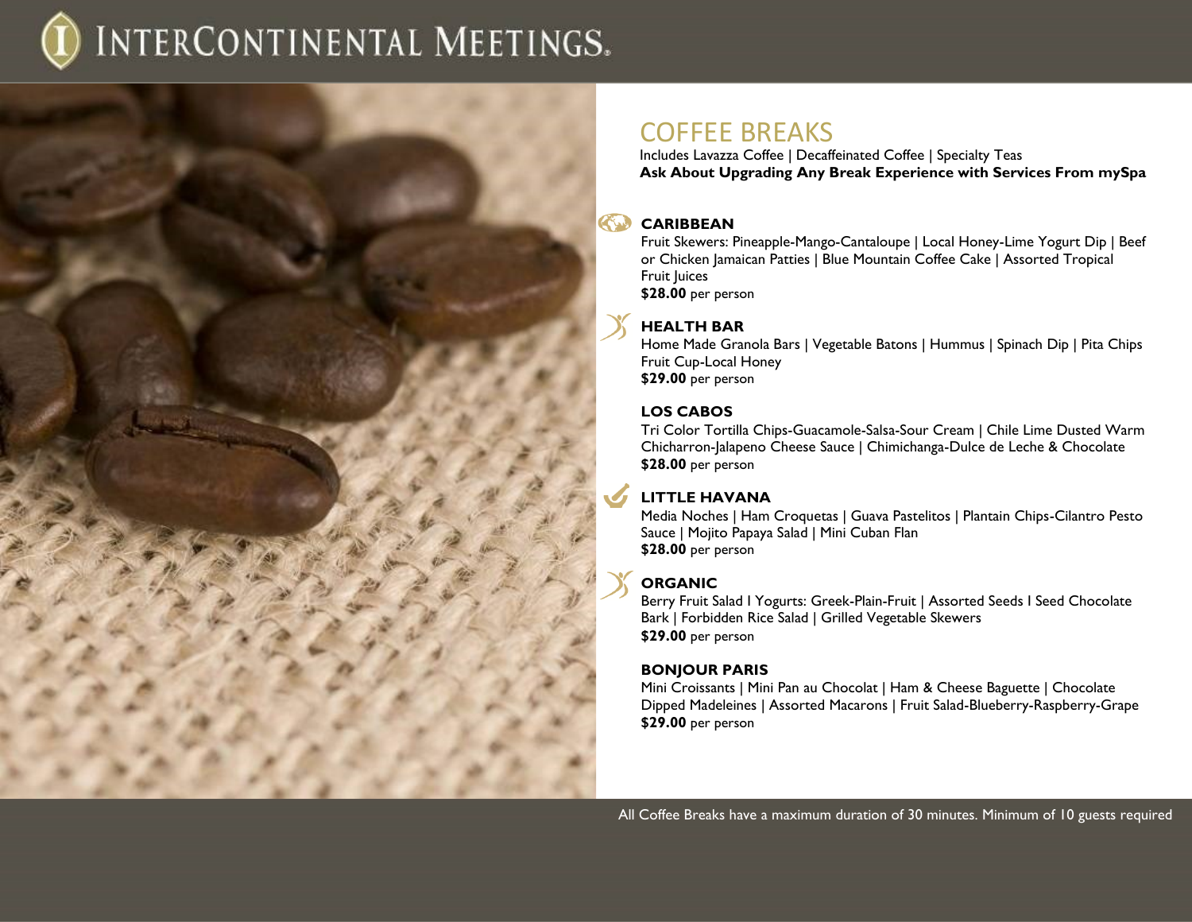# INTERCONTINENTAL MEETINGS.

## COFFEE BREAKS

Includes Lavazza Coffee | Decaffeinated Coffee | Specialty Teas

**Ask About Upgrading Any Break Experience with Services From mySpa**

### CARIBBEAN

Fruit Skewers: Pineapple-Mango-Cantaloupe | Local Honey-Lime Yogurt Dip | Beef or Chicken Jamaican Patties | Blue Mountain Coffee Cake | Assorted Tropical Fruit Juices

**$28.00** per person

### HEALTH BAR

Home Made Granola Bars | Vegetable Batons | Hummus | Spinach Dip | Pita Chips Fruit Cup-Local Honey

**$29.00** per person

### LOS CABOS

Tri Color Tortilla Chips-Guacamole-Salsa-Sour Cream | Chile Lime Dusted Warm Chicharron-Jalapeno Cheese Sauce | Chimichanga-Dulce de Leche & Chocolate

**$28.00** per person

### LITTLE HAVANA

Media Noches | Ham Croquetas | Guava Pastelitos | Plantain Chips-Cilantro Pesto Sauce | Mojito Papaya Salad | Mini Cuban Flan

**$28.00** per person

### ORGANIC

Berry Fruit Salad I Yogurts: Greek-Plain-Fruit | Assorted Seeds I Seed Chocolate Bark | Forbidden Rice Salad | Grilled Vegetable Skewers

**$29.00** per person

### BONJOUR PARIS

Mini Croissants | Mini Pan au Chocolat | Ham & Cheese Baguette | Chocolate Dipped Madeleines | Assorted Macarons | Fruit Salad-Blueberry-Raspberry-Grape

**$29.00** per person

All Coffee Breaks have a maximum duration of 30 minutes. Minimum of 10 guests required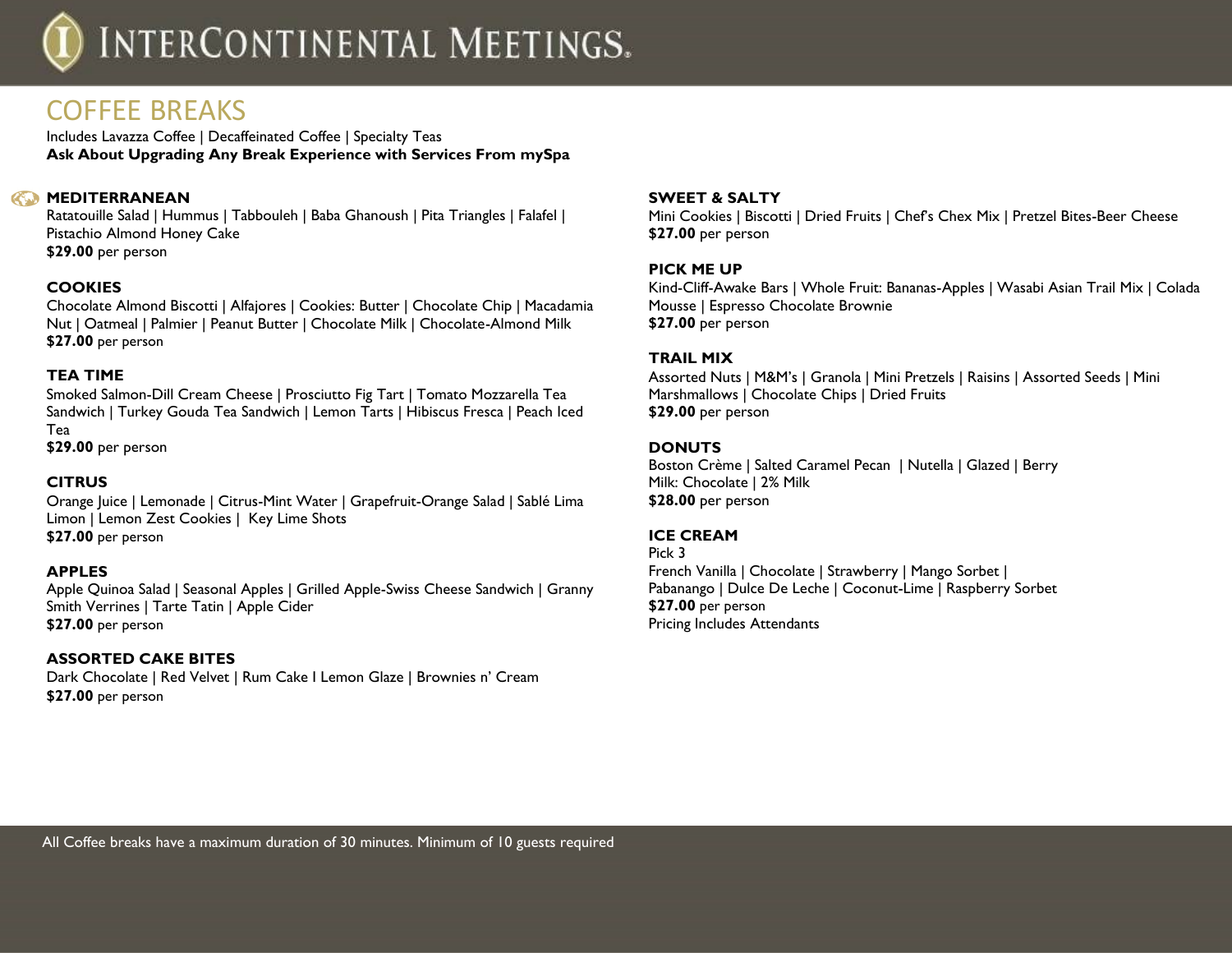# INTERCONTINENTAL MEETINGS.

## COFFEE BREAKS

Includes Lavazza Coffee | Decaffeinated Coffee | Specialty Teas
**Ask About Upgrading Any Break Experience with Services From mySpa**

### MEDITERRANEAN

Ratatouille Salad | Hummus | Tabbouleh | Baba Ghanoush | Pita Triangles | Falafel | Pistachio Almond Honey Cake
**$29.00** per person

### COOKIES

Chocolate Almond Biscotti | Alfajores | Cookies: Butter | Chocolate Chip | Macadamia Nut | Oatmeal | Palmier | Peanut Butter | Chocolate Milk | Chocolate-Almond Milk
**$27.00** per person

### TEA TIME

Smoked Salmon-Dill Cream Cheese | Prosciutto Fig Tart | Tomato Mozzarella Tea Sandwich | Turkey Gouda Tea Sandwich | Lemon Tarts | Hibiscus Fresca | Peach Iced Tea
**$29.00** per person

### CITRUS

Orange Juice | Lemonade | Citrus-Mint Water | Grapefruit-Orange Salad | Sablé Lima Limon | Lemon Zest Cookies | Key Lime Shots
**$27.00** per person

### APPLES

Apple Quinoa Salad | Seasonal Apples | Grilled Apple-Swiss Cheese Sandwich | Granny Smith Verrines | Tarte Tatin | Apple Cider
**$27.00** per person

### ASSORTED CAKE BITES

Dark Chocolate | Red Velvet | Rum Cake I Lemon Glaze | Brownies n' Cream
**$27.00** per person

### SWEET & SALTY

Mini Cookies | Biscotti | Dried Fruits | Chef's Chex Mix | Pretzel Bites-Beer Cheese
**$27.00** per person

### PICK ME UP

Kind-Cliff-Awake Bars | Whole Fruit: Bananas-Apples | Wasabi Asian Trail Mix | Colada Mousse | Espresso Chocolate Brownie
**$27.00** per person

### TRAIL MIX

Assorted Nuts | M&M's | Granola | Mini Pretzels | Raisins | Assorted Seeds | Mini Marshmallows | Chocolate Chips | Dried Fruits
**$29.00** per person

### DONUTS

Boston Crème | Salted Caramel Pecan | Nutella | Glazed | Berry
Milk: Chocolate | 2% Milk
**$28.00** per person

### ICE CREAM

Pick 3
French Vanilla | Chocolate | Strawberry | Mango Sorbet | Pabanango | Dulce De Leche | Coconut-Lime | Raspberry Sorbet
**$27.00** per person
Pricing Includes Attendants

All Coffee breaks have a maximum duration of 30 minutes. Minimum of 10 guests required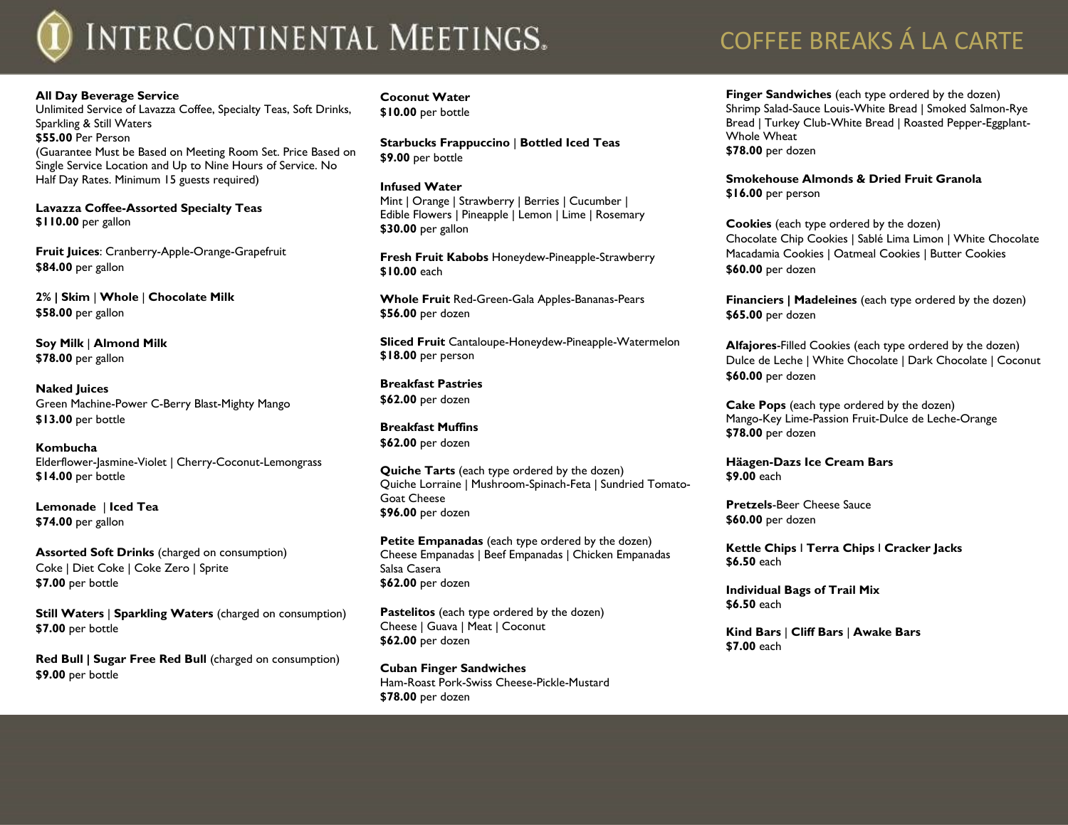# INTERCONTINENTAL MEETINGS.

## COFFEE BREAKS Á LA CARTE

**All Day Beverage Service**
Unlimited Service of Lavazza Coffee, Specialty Teas, Soft Drinks, Sparkling & Still Waters
**$55.00** Per Person
(Guarantee Must be Based on Meeting Room Set. Price Based on Single Service Location and Up to Nine Hours of Service. No Half Day Rates. Minimum 15 guests required)

**Lavazza Coffee-Assorted Specialty Teas**
**$110.00** per gallon

**Fruit Juices**: Cranberry-Apple-Orange-Grapefruit
**$84.00** per gallon

**2% | Skim** | **Whole** | **Chocolate Milk**
**$58.00** per gallon

**Soy Milk** | **Almond Milk**
**$78.00** per gallon

**Naked Juices**
Green Machine-Power C-Berry Blast-Mighty Mango
**$13.00** per bottle

**Kombucha**
Elderflower-Jasmine-Violet | Cherry-Coconut-Lemongrass
**$14.00** per bottle

**Lemonade** | **Iced Tea**
**$74.00** per gallon

**Assorted Soft Drinks** (charged on consumption)
Coke | Diet Coke | Coke Zero | Sprite
**$7.00** per bottle

**Still Waters** | **Sparkling Waters** (charged on consumption)
**$7.00** per bottle

**Red Bull | Sugar Free Red Bull** (charged on consumption)
**$9.00** per bottle

**Coconut Water**
**$10.00** per bottle

**Starbucks Frappuccino** | **Bottled Iced Teas**
**$9.00** per bottle

**Infused Water**
Mint | Orange | Strawberry | Berries | Cucumber | Edible Flowers | Pineapple | Lemon | Lime | Rosemary
**$30.00** per gallon

**Fresh Fruit Kabobs** Honeydew-Pineapple-Strawberry
**$10.00** each

**Whole Fruit** Red-Green-Gala Apples-Bananas-Pears
**$56.00** per dozen

**Sliced Fruit** Cantaloupe-Honeydew-Pineapple-Watermelon
**$18.00** per person

**Breakfast Pastries**
**$62.00** per dozen

**Breakfast Muffins**
**$62.00** per dozen

**Quiche Tarts** (each type ordered by the dozen)
Quiche Lorraine | Mushroom-Spinach-Feta | Sundried Tomato-Goat Cheese
**$96.00** per dozen

**Petite Empanadas** (each type ordered by the dozen)
Cheese Empanadas | Beef Empanadas | Chicken Empanadas
Salsa Casera
**$62.00** per dozen

**Pastelitos** (each type ordered by the dozen)
Cheese | Guava | Meat | Coconut
**$62.00** per dozen

**Cuban Finger Sandwiches**
Ham-Roast Pork-Swiss Cheese-Pickle-Mustard
**$78.00** per dozen

**Finger Sandwiches** (each type ordered by the dozen)
Shrimp Salad-Sauce Louis-White Bread | Smoked Salmon-Rye Bread | Turkey Club-White Bread | Roasted Pepper-Eggplant-Whole Wheat
**$78.00** per dozen

**Smokehouse Almonds & Dried Fruit Granola**
**$16.00** per person

**Cookies** (each type ordered by the dozen)
Chocolate Chip Cookies | Sablé Lima Limon | White Chocolate Macadamia Cookies | Oatmeal Cookies | Butter Cookies
**$60.00** per dozen

**Financiers | Madeleines** (each type ordered by the dozen)
**$65.00** per dozen

**Alfajores**-Filled Cookies (each type ordered by the dozen)
Dulce de Leche | White Chocolate | Dark Chocolate | Coconut
**$60.00** per dozen

**Cake Pops** (each type ordered by the dozen)
Mango-Key Lime-Passion Fruit-Dulce de Leche-Orange
**$78.00** per dozen

**Häagen-Dazs Ice Cream Bars**
**$9.00** each

**Pretzels**-Beer Cheese Sauce
**$60.00** per dozen

**Kettle Chips | Terra Chips | Cracker Jacks**
**$6.50** each

**Individual Bags of Trail Mix**
**$6.50** each

**Kind Bars** | **Cliff Bars** | **Awake Bars**
**$7.00** each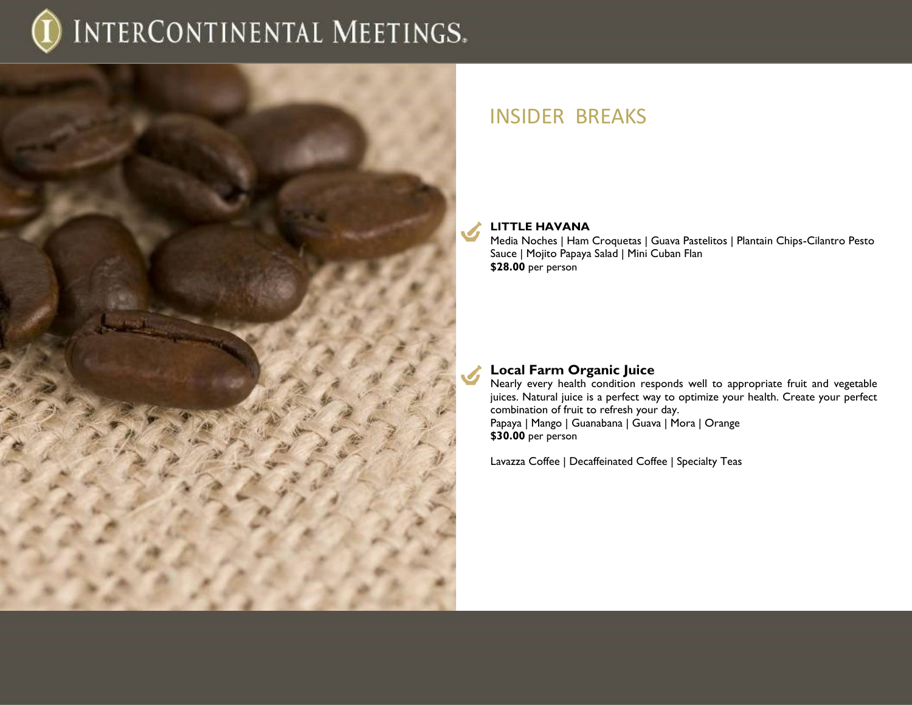# INSIDER BREAKS

### LITTLE HAVANA

Media Noches | Ham Croquetas | Guava Pastelitos | Plantain Chips-Cilantro Pesto Sauce | Mojito Papaya Salad | Mini Cuban Flan

**$28.00** per person

### Local Farm Organic Juice

Nearly every health condition responds well to appropriate fruit and vegetable juices. Natural juice is a perfect way to optimize your health. Create your perfect combination of fruit to refresh your day.

Papaya | Mango | Guanabana | Guava | Mora | Orange

**$30.00** per person

Lavazza Coffee | Decaffeinated Coffee | Specialty Teas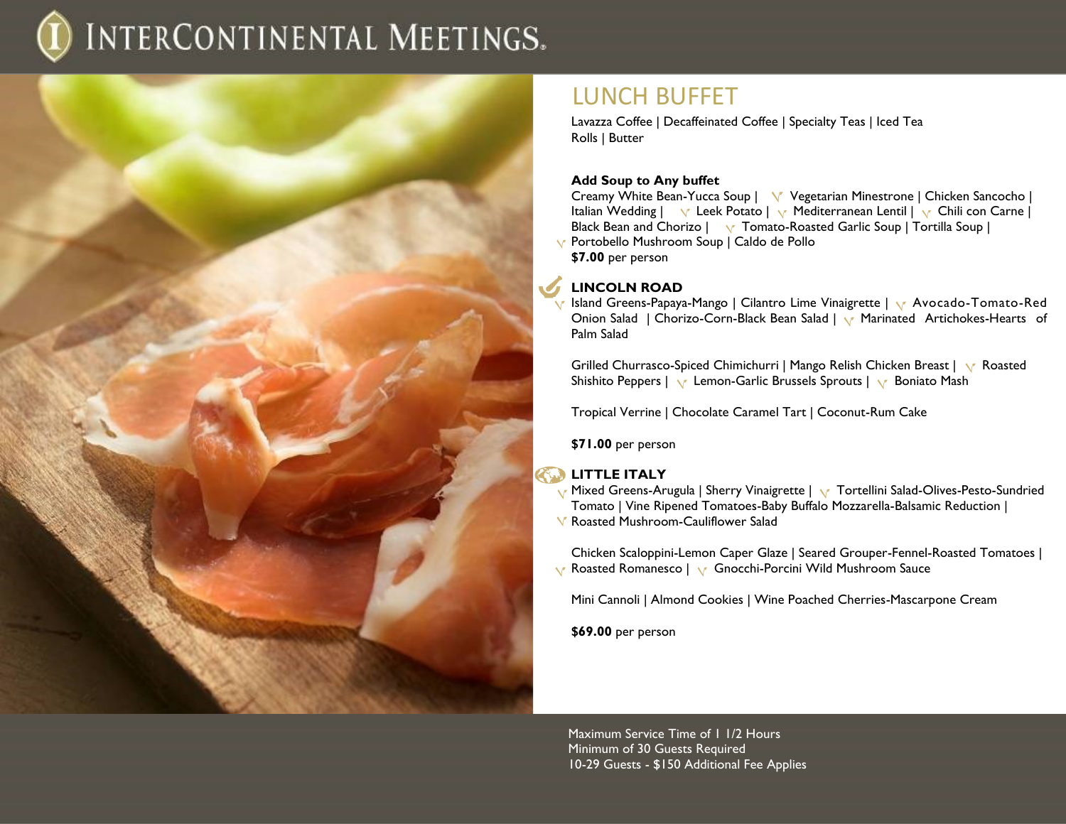# LUNCH BUFFET

Lavazza Coffee | Decaffeinated Coffee | Specialty Teas | Iced Tea
Rolls | Butter

**Add Soup to Any buffet**
Creamy White Bean-Yucca Soup | Vegetarian Minestrone | Chicken Sancocho | Italian Wedding | Leek Potato | Mediterranean Lentil | Chili con Carne | Black Bean and Chorizo | Tomato-Roasted Garlic Soup | Tortilla Soup | Portobello Mushroom Soup | Caldo de Pollo
**$7.00** per person

## LINCOLN ROAD

Island Greens-Papaya-Mango | Cilantro Lime Vinaigrette | Avocado-Tomato-Red Onion Salad | Chorizo-Corn-Black Bean Salad | Marinated Artichokes-Hearts of Palm Salad

Grilled Churrasco-Spiced Chimichurri | Mango Relish Chicken Breast | Roasted Shishito Peppers | Lemon-Garlic Brussels Sprouts | Boniato Mash

Tropical Verrine | Chocolate Caramel Tart | Coconut-Rum Cake

**$71.00** per person

## LITTLE ITALY

Mixed Greens-Arugula | Sherry Vinaigrette | Tortellini Salad-Olives-Pesto-Sundried Tomato | Vine Ripened Tomatoes-Baby Buffalo Mozzarella-Balsamic Reduction | Roasted Mushroom-Cauliflower Salad

Chicken Scaloppini-Lemon Caper Glaze | Seared Grouper-Fennel-Roasted Tomatoes | Roasted Romanesco | Gnocchi-Porcini Wild Mushroom Sauce

Mini Cannoli | Almond Cookies | Wine Poached Cherries-Mascarpone Cream

**$69.00** per person

Maximum Service Time of 1 1/2 Hours
Minimum of 30 Guests Required
10-29 Guests - $150 Additional Fee Applies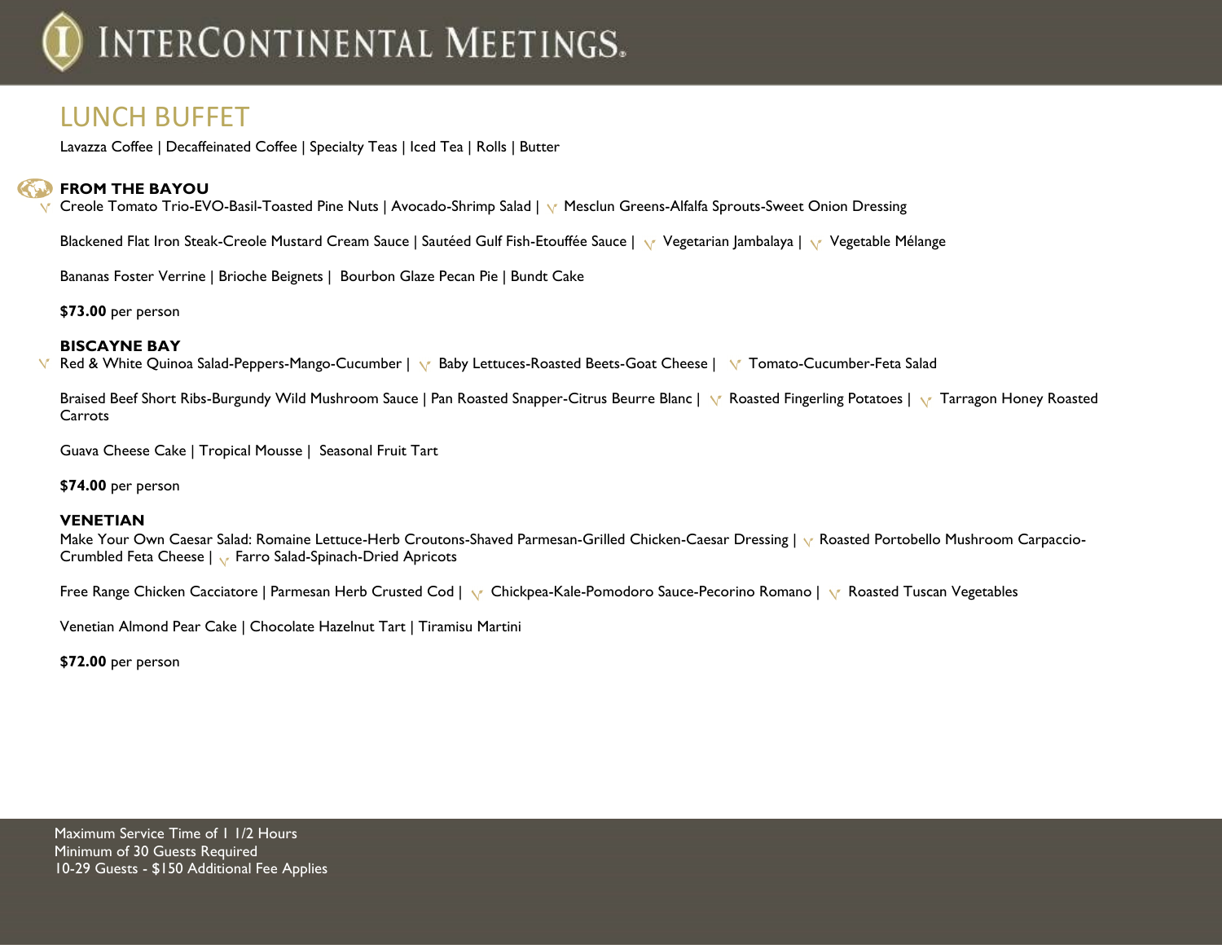# LUNCH BUFFET

Lavazza Coffee | Decaffeinated Coffee | Specialty Teas | Iced Tea | Rolls | Butter

## FROM THE BAYOU

Creole Tomato Trio-EVO-Basil-Toasted Pine Nuts | Avocado-Shrimp Salad | Mesclun Greens-Alfalfa Sprouts-Sweet Onion Dressing

Blackened Flat Iron Steak-Creole Mustard Cream Sauce | Sautéed Gulf Fish-Etouffée Sauce | Vegetarian Jambalaya | Vegetable Mélange

Bananas Foster Verrine | Brioche Beignets | Bourbon Glaze Pecan Pie | Bundt Cake

**$73.00** per person

## BISCAYNE BAY

Red & White Quinoa Salad-Peppers-Mango-Cucumber | Baby Lettuces-Roasted Beets-Goat Cheese | Tomato-Cucumber-Feta Salad

Braised Beef Short Ribs-Burgundy Wild Mushroom Sauce | Pan Roasted Snapper-Citrus Beurre Blanc | Roasted Fingerling Potatoes | Tarragon Honey Roasted Carrots

Guava Cheese Cake | Tropical Mousse | Seasonal Fruit Tart

**$74.00** per person

## VENETIAN

Make Your Own Caesar Salad: Romaine Lettuce-Herb Croutons-Shaved Parmesan-Grilled Chicken-Caesar Dressing | Roasted Portobello Mushroom Carpaccio-Crumbled Feta Cheese | Farro Salad-Spinach-Dried Apricots

Free Range Chicken Cacciatore | Parmesan Herb Crusted Cod | Chickpea-Kale-Pomodoro Sauce-Pecorino Romano | Roasted Tuscan Vegetables

Venetian Almond Pear Cake | Chocolate Hazelnut Tart | Tiramisu Martini

**$72.00** per person

Maximum Service Time of 1 1/2 Hours
Minimum of 30 Guests Required
10-29 Guests - $150 Additional Fee Applies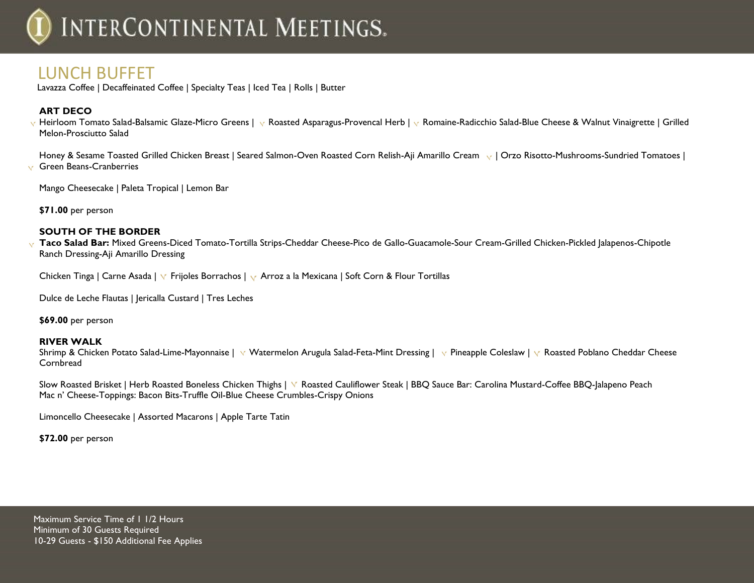# LUNCH BUFFET

Lavazza Coffee | Decaffeinated Coffee | Specialty Teas | Iced Tea | Rolls | Butter

## ART DECO

Heirloom Tomato Salad-Balsamic Glaze-Micro Greens | Roasted Asparagus-Provencal Herb | Romaine-Radicchio Salad-Blue Cheese & Walnut Vinaigrette | Grilled Melon-Prosciutto Salad

Honey & Sesame Toasted Grilled Chicken Breast | Seared Salmon-Oven Roasted Corn Relish-Aji Amarillo Cream | Orzo Risotto-Mushrooms-Sundried Tomatoes | Green Beans-Cranberries

Mango Cheesecake | Paleta Tropical | Lemon Bar

**$71.00** per person

## SOUTH OF THE BORDER

**Taco Salad Bar:** Mixed Greens-Diced Tomato-Tortilla Strips-Cheddar Cheese-Pico de Gallo-Guacamole-Sour Cream-Grilled Chicken-Pickled Jalapenos-Chipotle Ranch Dressing-Aji Amarillo Dressing

Chicken Tinga | Carne Asada | Frijoles Borrachos | Arroz a la Mexicana | Soft Corn & Flour Tortillas

Dulce de Leche Flautas | Jericalla Custard | Tres Leches

**$69.00** per person

## RIVER WALK

Shrimp & Chicken Potato Salad-Lime-Mayonnaise | Watermelon Arugula Salad-Feta-Mint Dressing | Pineapple Coleslaw | Roasted Poblano Cheddar Cheese Cornbread

Slow Roasted Brisket | Herb Roasted Boneless Chicken Thighs | Roasted Cauliflower Steak | BBQ Sauce Bar: Carolina Mustard-Coffee BBQ-Jalapeno Peach Mac n' Cheese-Toppings: Bacon Bits-Truffle Oil-Blue Cheese Crumbles-Crispy Onions

Limoncello Cheesecake | Assorted Macarons | Apple Tarte Tatin

**$72.00** per person

Maximum Service Time of 1 1/2 Hours
Minimum of 30 Guests Required
10-29 Guests - $150 Additional Fee Applies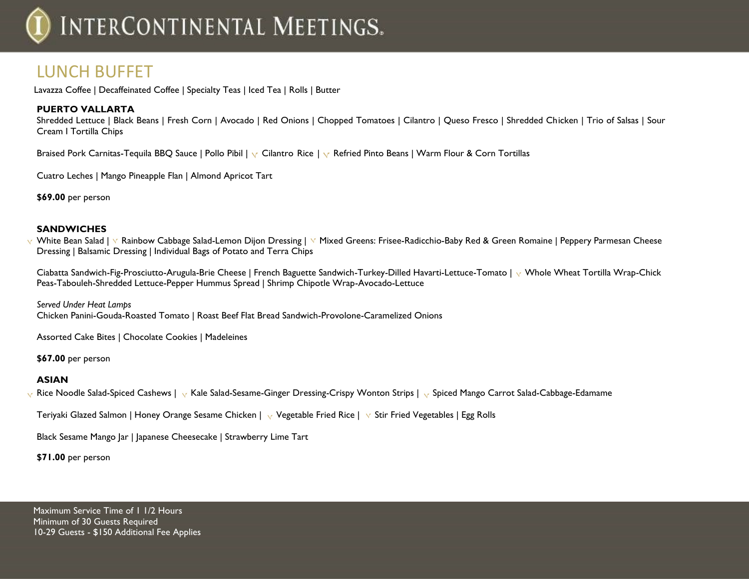## LUNCH BUFFET

Lavazza Coffee | Decaffeinated Coffee | Specialty Teas | Iced Tea | Rolls | Butter

### PUERTO VALLARTA

Shredded Lettuce | Black Beans | Fresh Corn | Avocado | Red Onions | Chopped Tomatoes | Cilantro | Queso Fresco | Shredded Chicken | Trio of Salsas | Sour Cream I Tortilla Chips

Braised Pork Carnitas-Tequila BBQ Sauce | Pollo Pibil | V Cilantro Rice | V Refried Pinto Beans | Warm Flour & Corn Tortillas

Cuatro Leches | Mango Pineapple Flan | Almond Apricot Tart

**$69.00** per person

### SANDWICHES

V White Bean Salad | V Rainbow Cabbage Salad-Lemon Dijon Dressing | V Mixed Greens: Frisee-Radicchio-Baby Red & Green Romaine | Peppery Parmesan Cheese Dressing | Balsamic Dressing | Individual Bags of Potato and Terra Chips

Ciabatta Sandwich-Fig-Prosciutto-Arugula-Brie Cheese | French Baguette Sandwich-Turkey-Dilled Havarti-Lettuce-Tomato | V Whole Wheat Tortilla Wrap-Chick Peas-Tabouleh-Shredded Lettuce-Pepper Hummus Spread | Shrimp Chipotle Wrap-Avocado-Lettuce

*Served Under Heat Lamps*
Chicken Panini-Gouda-Roasted Tomato | Roast Beef Flat Bread Sandwich-Provolone-Caramelized Onions

Assorted Cake Bites | Chocolate Cookies | Madeleines

**$67.00** per person

### ASIAN

V Rice Noodle Salad-Spiced Cashews | V Kale Salad-Sesame-Ginger Dressing-Crispy Wonton Strips | V Spiced Mango Carrot Salad-Cabbage-Edamame

Teriyaki Glazed Salmon | Honey Orange Sesame Chicken | V Vegetable Fried Rice | V Stir Fried Vegetables | Egg Rolls

Black Sesame Mango Jar | Japanese Cheesecake | Strawberry Lime Tart

**$71.00** per person

Maximum Service Time of 1 1/2 Hours
Minimum of 30 Guests Required
10-29 Guests - $150 Additional Fee Applies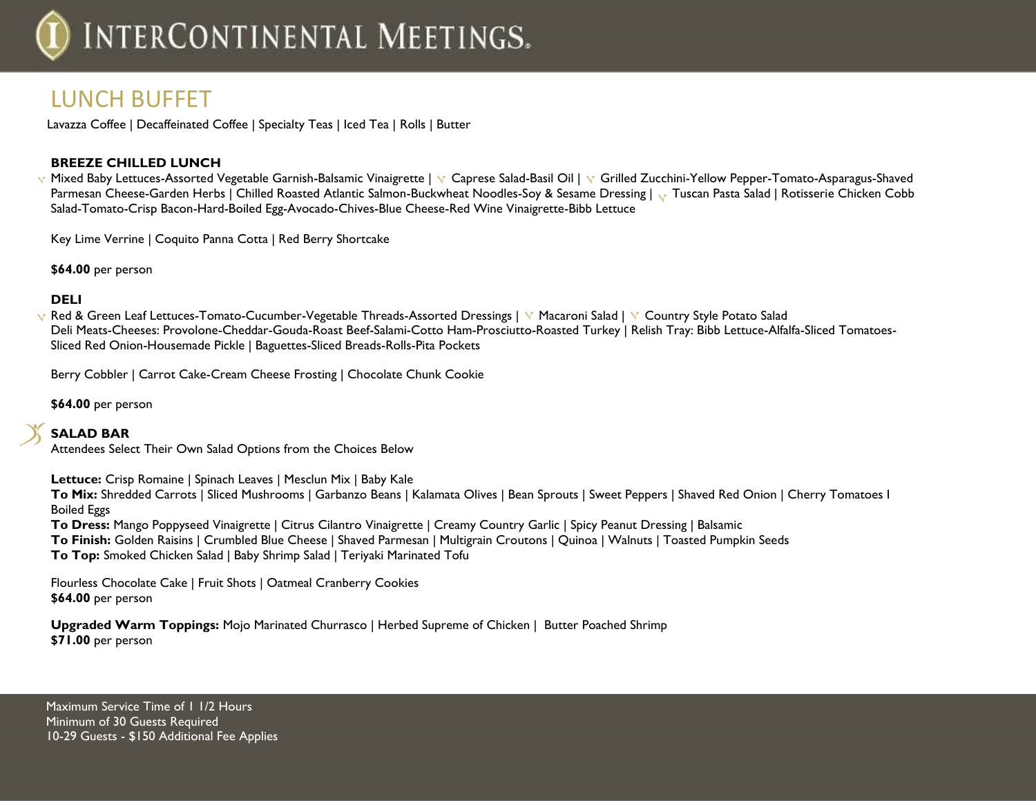# LUNCH BUFFET

Lavazza Coffee | Decaffeinated Coffee | Specialty Teas | Iced Tea | Rolls | Butter

**BREEZE CHILLED LUNCH**

Mixed Baby Lettuces-Assorted Vegetable Garnish-Balsamic Vinaigrette | Caprese Salad-Basil Oil | Grilled Zucchini-Yellow Pepper-Tomato-Asparagus-Shaved Parmesan Cheese-Garden Herbs | Chilled Roasted Atlantic Salmon-Buckwheat Noodles-Soy & Sesame Dressing | Tuscan Pasta Salad | Rotisserie Chicken Cobb Salad-Tomato-Crisp Bacon-Hard-Boiled Egg-Avocado-Chives-Blue Cheese-Red Wine Vinaigrette-Bibb Lettuce

Key Lime Verrine | Coquito Panna Cotta | Red Berry Shortcake

**$64.00** per person

**DELI**

Red & Green Leaf Lettuces-Tomato-Cucumber-Vegetable Threads-Assorted Dressings | Macaroni Salad | Country Style Potato Salad
Deli Meats-Cheeses: Provolone-Cheddar-Gouda-Roast Beef-Salami-Cotto Ham-Prosciutto-Roasted Turkey | Relish Tray: Bibb Lettuce-Alfalfa-Sliced Tomatoes-Sliced Red Onion-Housemade Pickle | Baguettes-Sliced Breads-Rolls-Pita Pockets

Berry Cobbler | Carrot Cake-Cream Cheese Frosting | Chocolate Chunk Cookie

**$64.00** per person

**SALAD BAR**

Attendees Select Their Own Salad Options from the Choices Below

**Lettuce:** Crisp Romaine | Spinach Leaves | Mesclun Mix | Baby Kale
**To Mix:** Shredded Carrots | Sliced Mushrooms | Garbanzo Beans | Kalamata Olives | Bean Sprouts | Sweet Peppers | Shaved Red Onion | Cherry Tomatoes I Boiled Eggs
**To Dress:** Mango Poppyseed Vinaigrette | Citrus Cilantro Vinaigrette | Creamy Country Garlic | Spicy Peanut Dressing | Balsamic
**To Finish:** Golden Raisins | Crumbled Blue Cheese | Shaved Parmesan | Multigrain Croutons | Quinoa | Walnuts | Toasted Pumpkin Seeds
**To Top:** Smoked Chicken Salad | Baby Shrimp Salad | Teriyaki Marinated Tofu

Flourless Chocolate Cake | Fruit Shots | Oatmeal Cranberry Cookies
**$64.00** per person

**Upgraded Warm Toppings:** Mojo Marinated Churrasco | Herbed Supreme of Chicken | Butter Poached Shrimp
**$71.00** per person

Maximum Service Time of 1 1/2 Hours
Minimum of 30 Guests Required
10-29 Guests - $150 Additional Fee Applies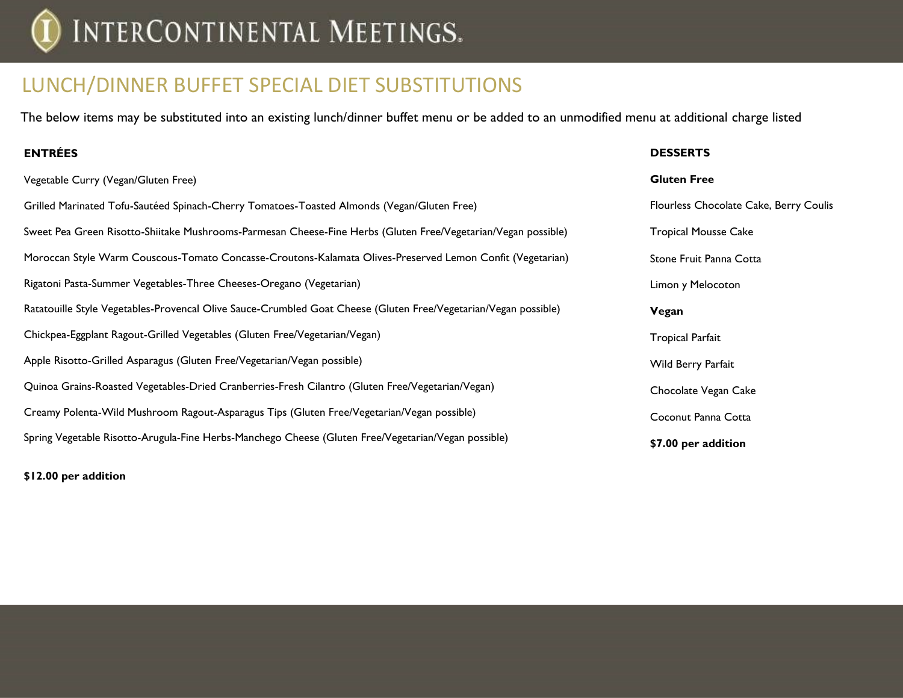# LUNCH/DINNER BUFFET SPECIAL DIET SUBSTITUTIONS

The below items may be substituted into an existing lunch/dinner buffet menu or be added to an unmodified menu at additional charge listed

## ENTRÉES

Vegetable Curry (Vegan/Gluten Free)

Grilled Marinated Tofu-Sautéed Spinach-Cherry Tomatoes-Toasted Almonds (Vegan/Gluten Free)

Sweet Pea Green Risotto-Shiitake Mushrooms-Parmesan Cheese-Fine Herbs (Gluten Free/Vegetarian/Vegan possible)

Moroccan Style Warm Couscous-Tomato Concasse-Croutons-Kalamata Olives-Preserved Lemon Confit (Vegetarian)

Rigatoni Pasta-Summer Vegetables-Three Cheeses-Oregano (Vegetarian)

Ratatouille Style Vegetables-Provencal Olive Sauce-Crumbled Goat Cheese (Gluten Free/Vegetarian/Vegan possible)

Chickpea-Eggplant Ragout-Grilled Vegetables (Gluten Free/Vegetarian/Vegan)

Apple Risotto-Grilled Asparagus (Gluten Free/Vegetarian/Vegan possible)

Quinoa Grains-Roasted Vegetables-Dried Cranberries-Fresh Cilantro (Gluten Free/Vegetarian/Vegan)

Creamy Polenta-Wild Mushroom Ragout-Asparagus Tips (Gluten Free/Vegetarian/Vegan possible)

Spring Vegetable Risotto-Arugula-Fine Herbs-Manchego Cheese (Gluten Free/Vegetarian/Vegan possible)

**$12.00 per addition**

## DESSERTS

**Gluten Free**

Flourless Chocolate Cake, Berry Coulis

Tropical Mousse Cake

Stone Fruit Panna Cotta

Limon y Melocoton

**Vegan**

Tropical Parfait

Wild Berry Parfait

Chocolate Vegan Cake

Coconut Panna Cotta

**$7.00 per addition**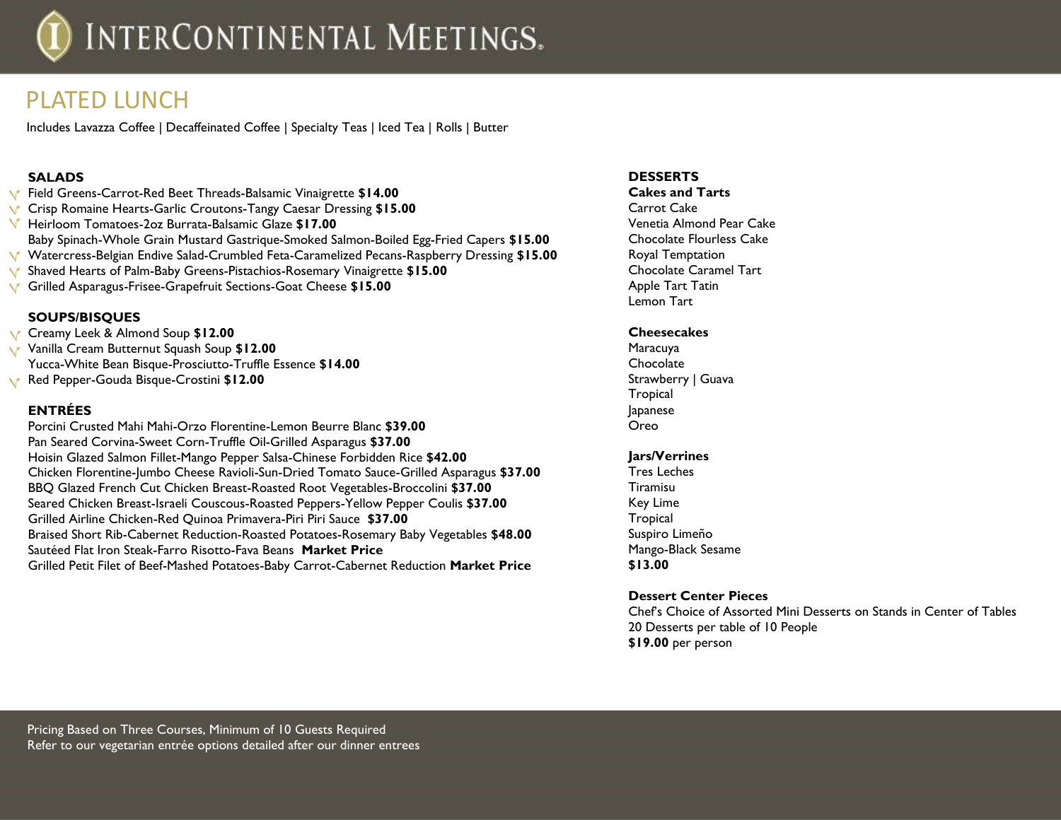# PLATED LUNCH

Includes Lavazza Coffee | Decaffeinated Coffee | Specialty Teas | Iced Tea | Rolls | Butter

### SALADS

- Field Greens-Carrot-Red Beet Threads-Balsamic Vinaigrette **$14.00**
- Crisp Romaine Hearts-Garlic Croutons-Tangy Caesar Dressing **$15.00**
- Heirloom Tomatoes-2oz Burrata-Balsamic Glaze **$17.00**
- Baby Spinach-Whole Grain Mustard Gastrique-Smoked Salmon-Boiled Egg-Fried Capers **$15.00**
- Watercress-Belgian Endive Salad-Crumbled Feta-Caramelized Pecans-Raspberry Dressing **$15.00**
- Shaved Hearts of Palm-Baby Greens-Pistachios-Rosemary Vinaigrette **$15.00**
- Grilled Asparagus-Frisee-Grapefruit Sections-Goat Cheese **$15.00**

### SOUPS/BISQUES

- Creamy Leek & Almond Soup **$12.00**
- Vanilla Cream Butternut Squash Soup **$12.00**
- Yucca-White Bean Bisque-Prosciutto-Truffle Essence **$14.00**
- Red Pepper-Gouda Bisque-Crostini **$12.00**

### ENTRÉES

- Porcini Crusted Mahi Mahi-Orzo Florentine-Lemon Beurre Blanc **$39.00**
- Pan Seared Corvina-Sweet Corn-Truffle Oil-Grilled Asparagus **$37.00**
- Hoisin Glazed Salmon Fillet-Mango Pepper Salsa-Chinese Forbidden Rice **$42.00**
- Chicken Florentine-Jumbo Cheese Ravioli-Sun-Dried Tomato Sauce-Grilled Asparagus **$37.00**
- BBQ Glazed French Cut Chicken Breast-Roasted Root Vegetables-Broccolini **$37.00**
- Seared Chicken Breast-Israeli Couscous-Roasted Peppers-Yellow Pepper Coulis **$37.00**
- Grilled Airline Chicken-Red Quinoa Primavera-Piri Piri Sauce **$37.00**
- Braised Short Rib-Cabernet Reduction-Roasted Potatoes-Rosemary Baby Vegetables **$48.00**
- Sautéed Flat Iron Steak-Farro Risotto-Fava Beans **Market Price**
- Grilled Petit Filet of Beef-Mashed Potatoes-Baby Carrot-Cabernet Reduction **Market Price**

### DESSERTS

**Cakes and Tarts**

- Carrot Cake
- Venetia Almond Pear Cake
- Chocolate Flourless Cake
- Royal Temptation
- Chocolate Caramel Tart
- Apple Tart Tatin
- Lemon Tart

**Cheesecakes**

- Maracuya
- Chocolate
- Strawberry | Guava
- Tropical
- Japanese
- Oreo

**Jars/Verrines**

- Tres Leches
- Tiramisu
- Key Lime
- Tropical
- Suspiro Limeño
- Mango-Black Sesame

**$13.00**

**Dessert Center Pieces**

Chef's Choice of Assorted Mini Desserts on Stands in Center of Tables
20 Desserts per table of 10 People
**$19.00** per person

Pricing Based on Three Courses, Minimum of 10 Guests Required
Refer to our vegetarian entrée options detailed after our dinner entrees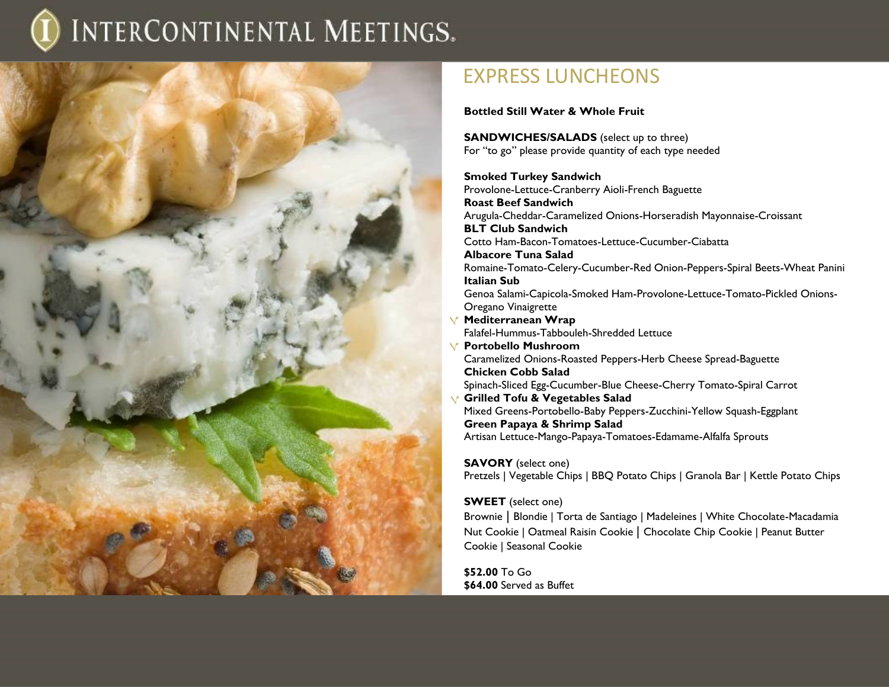# EXPRESS LUNCHEONS

**Bottled Still Water & Whole Fruit**

**SANDWICHES/SALADS** (select up to three)
For "to go" please provide quantity of each type needed

**Smoked Turkey Sandwich**
Provolone-Lettuce-Cranberry Aioli-French Baguette
**Roast Beef Sandwich**
Arugula-Cheddar-Caramelized Onions-Horseradish Mayonnaise-Croissant
**BLT Club Sandwich**
Cotto Ham-Bacon-Tomatoes-Lettuce-Cucumber-Ciabatta
**Albacore Tuna Salad**
Romaine-Tomato-Celery-Cucumber-Red Onion-Peppers-Spiral Beets-Wheat Panini
**Italian Sub**
Genoa Salami-Capicola-Smoked Ham-Provolone-Lettuce-Tomato-Pickled Onions-Oregano Vinaigrette
V **Mediterranean Wrap**
Falafel-Hummus-Tabbouleh-Shredded Lettuce
V **Portobello Mushroom**
Caramelized Onions-Roasted Peppers-Herb Cheese Spread-Baguette
**Chicken Cobb Salad**
Spinach-Sliced Egg-Cucumber-Blue Cheese-Cherry Tomato-Spiral Carrot
V **Grilled Tofu & Vegetables Salad**
Mixed Greens-Portobello-Baby Peppers-Zucchini-Yellow Squash-Eggplant
**Green Papaya & Shrimp Salad**
Artisan Lettuce-Mango-Papaya-Tomatoes-Edamame-Alfalfa Sprouts

**SAVORY** (select one)
Pretzels | Vegetable Chips | BBQ Potato Chips | Granola Bar | Kettle Potato Chips

**SWEET** (select one)
Brownie | Blondie | Torta de Santiago | Madeleines | White Chocolate-Macadamia Nut Cookie | Oatmeal Raisin Cookie | Chocolate Chip Cookie | Peanut Butter Cookie | Seasonal Cookie

**$52.00** To Go
**$64.00** Served as Buffet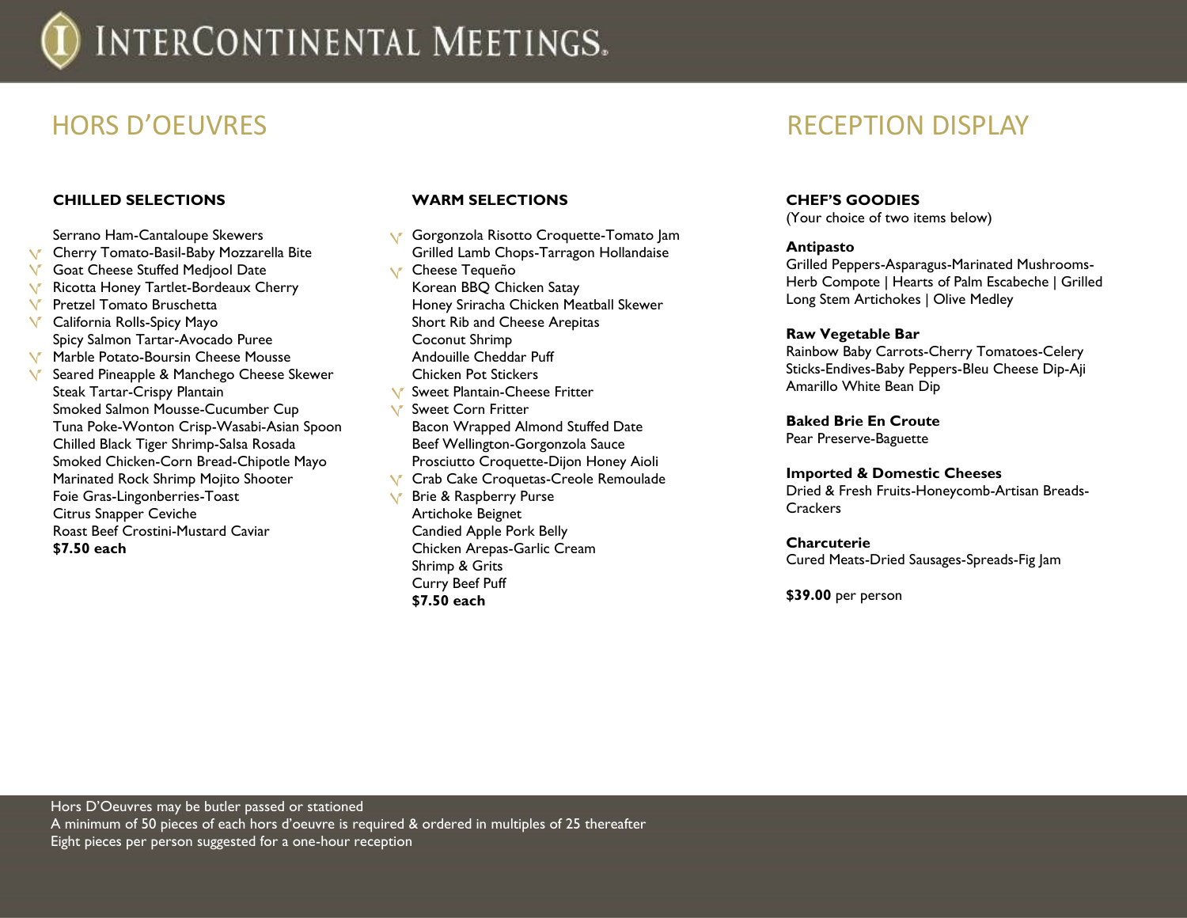# HORS D'OEUVRES

### CHILLED SELECTIONS

- Serrano Ham-Cantaloupe Skewers
- V Cherry Tomato-Basil-Baby Mozzarella Bite
- V Goat Cheese Stuffed Medjool Date
- V Ricotta Honey Tartlet-Bordeaux Cherry
- V Pretzel Tomato Bruschetta
- V California Rolls-Spicy Mayo
- Spicy Salmon Tartar-Avocado Puree
- V Marble Potato-Boursin Cheese Mousse
- V Seared Pineapple & Manchego Cheese Skewer
- Steak Tartar-Crispy Plantain
- Smoked Salmon Mousse-Cucumber Cup
- Tuna Poke-Wonton Crisp-Wasabi-Asian Spoon
- Chilled Black Tiger Shrimp-Salsa Rosada
- Smoked Chicken-Corn Bread-Chipotle Mayo
- Marinated Rock Shrimp Mojito Shooter
- Foie Gras-Lingonberries-Toast
- Citrus Snapper Ceviche
- Roast Beef Crostini-Mustard Caviar

**$7.50 each**

### WARM SELECTIONS

- V Gorgonzola Risotto Croquette-Tomato Jam
- Grilled Lamb Chops-Tarragon Hollandaise
- V Cheese Tequeño
- Korean BBQ Chicken Satay
- Honey Sriracha Chicken Meatball Skewer
- Short Rib and Cheese Arepitas
- Coconut Shrimp
- Andouille Cheddar Puff
- Chicken Pot Stickers
- V Sweet Plantain-Cheese Fritter
- V Sweet Corn Fritter
- Bacon Wrapped Almond Stuffed Date
- Beef Wellington-Gorgonzola Sauce
- Prosciutto Croquette-Dijon Honey Aioli
- V Crab Cake Croquetas-Creole Remoulade
- V Brie & Raspberry Purse
- Artichoke Beignet
- Candied Apple Pork Belly
- Chicken Arepas-Garlic Cream
- Shrimp & Grits
- Curry Beef Puff

**$7.50 each**

# RECEPTION DISPLAY

### CHEF'S GOODIES
(Your choice of two items below)

**Antipasto**
Grilled Peppers-Asparagus-Marinated Mushrooms-Herb Compote | Hearts of Palm Escabeche | Grilled Long Stem Artichokes | Olive Medley

**Raw Vegetable Bar**
Rainbow Baby Carrots-Cherry Tomatoes-Celery Sticks-Endives-Baby Peppers-Bleu Cheese Dip-Aji Amarillo White Bean Dip

**Baked Brie En Croute**
Pear Preserve-Baguette

**Imported & Domestic Cheeses**
Dried & Fresh Fruits-Honeycomb-Artisan Breads-Crackers

**Charcuterie**
Cured Meats-Dried Sausages-Spreads-Fig Jam

**$39.00** per person

Hors D'Oeuvres may be butler passed or stationed
A minimum of 50 pieces of each hors d'oeuvre is required & ordered in multiples of 25 thereafter
Eight pieces per person suggested for a one-hour reception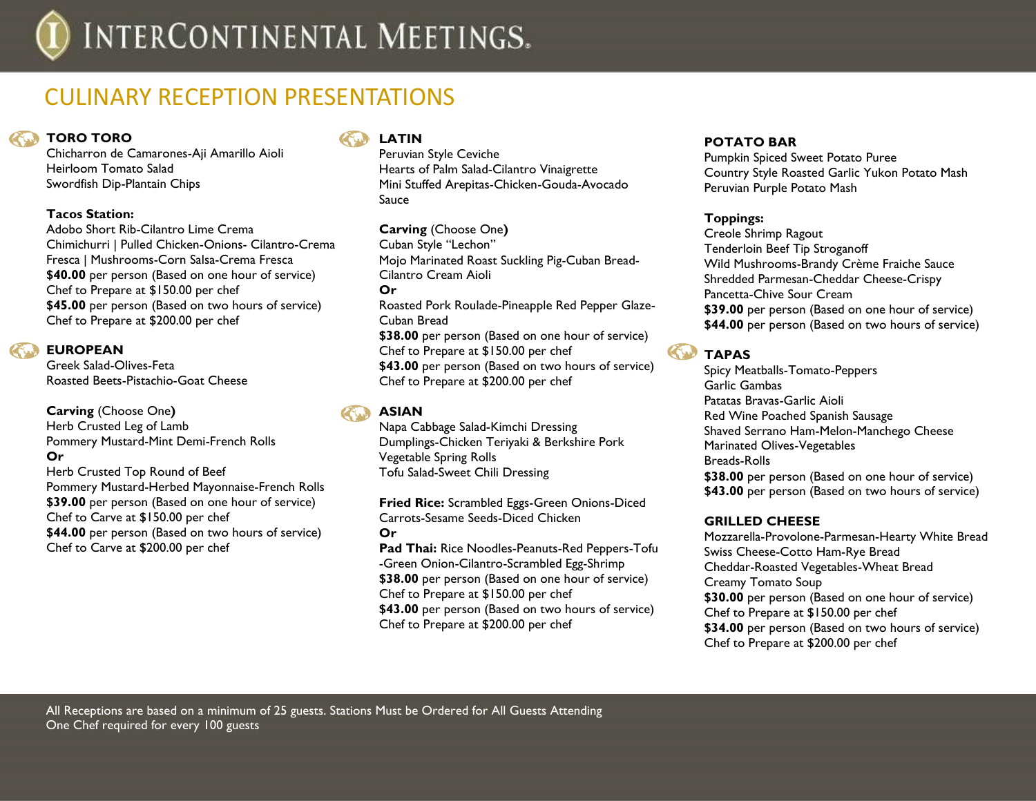# CULINARY RECEPTION PRESENTATIONS

### TORO TORO

Chicharron de Camarones-Aji Amarillo Aioli
Heirloom Tomato Salad
Swordfish Dip-Plantain Chips

**Tacos Station:**
Adobo Short Rib-Cilantro Lime Crema
Chimichurri | Pulled Chicken-Onions- Cilantro-Crema Fresca | Mushrooms-Corn Salsa-Crema Fresca
**$40.00** per person (Based on one hour of service)
Chef to Prepare at $150.00 per chef
**$45.00** per person (Based on two hours of service)
Chef to Prepare at $200.00 per chef

### EUROPEAN

Greek Salad-Olives-Feta
Roasted Beets-Pistachio-Goat Cheese

**Carving** (Choose One**)**
Herb Crusted Leg of Lamb
Pommery Mustard-Mint Demi-French Rolls
**Or**
Herb Crusted Top Round of Beef
Pommery Mustard-Herbed Mayonnaise-French Rolls
**$39.00** per person (Based on one hour of service)
Chef to Carve at $150.00 per chef
**$44.00** per person (Based on two hours of service)
Chef to Carve at $200.00 per chef

### LATIN

Peruvian Style Ceviche
Hearts of Palm Salad-Cilantro Vinaigrette
Mini Stuffed Arepitas-Chicken-Gouda-Avocado Sauce

**Carving** (Choose One**)**
Cuban Style "Lechon"
Mojo Marinated Roast Suckling Pig-Cuban Bread-Cilantro Cream Aioli
**Or**
Roasted Pork Roulade-Pineapple Red Pepper Glaze-Cuban Bread
**$38.00** per person (Based on one hour of service)
Chef to Prepare at $150.00 per chef
**$43.00** per person (Based on two hours of service)
Chef to Prepare at $200.00 per chef

### ASIAN

Napa Cabbage Salad-Kimchi Dressing
Dumplings-Chicken Teriyaki & Berkshire Pork
Vegetable Spring Rolls
Tofu Salad-Sweet Chili Dressing

**Fried Rice:** Scrambled Eggs-Green Onions-Diced Carrots-Sesame Seeds-Diced Chicken
**Or**
**Pad Thai:** Rice Noodles-Peanuts-Red Peppers-Tofu -Green Onion-Cilantro-Scrambled Egg-Shrimp
**$38.00** per person (Based on one hour of service)
Chef to Prepare at $150.00 per chef
**$43.00** per person (Based on two hours of service)
Chef to Prepare at $200.00 per chef

### POTATO BAR

Pumpkin Spiced Sweet Potato Puree
Country Style Roasted Garlic Yukon Potato Mash
Peruvian Purple Potato Mash

**Toppings:**
Creole Shrimp Ragout
Tenderloin Beef Tip Stroganoff
Wild Mushrooms-Brandy Crème Fraiche Sauce
Shredded Parmesan-Cheddar Cheese-Crispy Pancetta-Chive Sour Cream
**$39.00** per person (Based on one hour of service)
**$44.00** per person (Based on two hours of service)

### TAPAS

Spicy Meatballs-Tomato-Peppers
Garlic Gambas
Patatas Bravas-Garlic Aioli
Red Wine Poached Spanish Sausage
Shaved Serrano Ham-Melon-Manchego Cheese
Marinated Olives-Vegetables
Breads-Rolls
**$38.00** per person (Based on one hour of service)
**$43.00** per person (Based on two hours of service)

### GRILLED CHEESE

Mozzarella-Provolone-Parmesan-Hearty White Bread
Swiss Cheese-Cotto Ham-Rye Bread
Cheddar-Roasted Vegetables-Wheat Bread
Creamy Tomato Soup
**$30.00** per person (Based on one hour of service)
Chef to Prepare at $150.00 per chef
**$34.00** per person (Based on two hours of service)
Chef to Prepare at $200.00 per chef

All Receptions are based on a minimum of 25 guests. Stations Must be Ordered for All Guests Attending
One Chef required for every 100 guests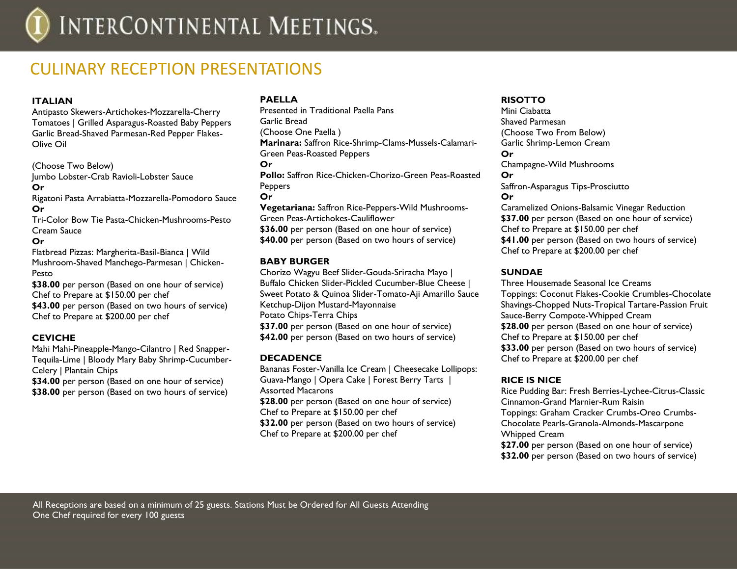# CULINARY RECEPTION PRESENTATIONS

### ITALIAN

Antipasto Skewers-Artichokes-Mozzarella-Cherry Tomatoes | Grilled Asparagus-Roasted Baby Peppers Garlic Bread-Shaved Parmesan-Red Pepper Flakes-Olive Oil

(Choose Two Below)
Jumbo Lobster-Crab Ravioli-Lobster Sauce
**Or**
Rigatoni Pasta Arrabiatta-Mozzarella-Pomodoro Sauce
**Or**
Tri-Color Bow Tie Pasta-Chicken-Mushrooms-Pesto Cream Sauce
**Or**
Flatbread Pizzas: Margherita-Basil-Bianca | Wild Mushroom-Shaved Manchego-Parmesan | Chicken-Pesto
**$38.00** per person (Based on one hour of service)
Chef to Prepare at $150.00 per chef
**$43.00** per person (Based on two hours of service)
Chef to Prepare at $200.00 per chef

### CEVICHE

Mahi Mahi-Pineapple-Mango-Cilantro | Red Snapper-Tequila-Lime | Bloody Mary Baby Shrimp-Cucumber-Celery | Plantain Chips
**$34.00** per person (Based on one hour of service)
**$38.00** per person (Based on two hours of service)

### PAELLA

Presented in Traditional Paella Pans
Garlic Bread
(Choose One Paella )
**Marinara:** Saffron Rice-Shrimp-Clams-Mussels-Calamari-Green Peas-Roasted Peppers
**Or**
**Pollo:** Saffron Rice-Chicken-Chorizo-Green Peas-Roasted Peppers
**Or**
**Vegetariana:** Saffron Rice-Peppers-Wild Mushrooms-Green Peas-Artichokes-Cauliflower
**$36.00** per person (Based on one hour of service)
**$40.00** per person (Based on two hours of service)

### BABY BURGER

Chorizo Wagyu Beef Slider-Gouda-Sriracha Mayo | Buffalo Chicken Slider-Pickled Cucumber-Blue Cheese | Sweet Potato & Quinoa Slider-Tomato-Aji Amarillo Sauce
Ketchup-Dijon Mustard-Mayonnaise
Potato Chips-Terra Chips
**$37.00** per person (Based on one hour of service)
**$42.00** per person (Based on two hours of service)

### DECADENCE

Bananas Foster-Vanilla Ice Cream | Cheesecake Lollipops: Guava-Mango | Opera Cake | Forest Berry Tarts | Assorted Macarons
**$28.00** per person (Based on one hour of service)
Chef to Prepare at $150.00 per chef
**$32.00** per person (Based on two hours of service)
Chef to Prepare at $200.00 per chef

### RISOTTO

Mini Ciabatta
Shaved Parmesan
(Choose Two From Below)
Garlic Shrimp-Lemon Cream
**Or**
Champagne-Wild Mushrooms
**Or**
Saffron-Asparagus Tips-Prosciutto
**Or**
Caramelized Onions-Balsamic Vinegar Reduction
**$37.00** per person (Based on one hour of service)
Chef to Prepare at $150.00 per chef
**$41.00** per person (Based on two hours of service)
Chef to Prepare at $200.00 per chef

### SUNDAE

Three Housemade Seasonal Ice Creams
Toppings: Coconut Flakes-Cookie Crumbles-Chocolate Shavings-Chopped Nuts-Tropical Tartare-Passion Fruit Sauce-Berry Compote-Whipped Cream
**$28.00** per person (Based on one hour of service)
Chef to Prepare at $150.00 per chef
**$33.00** per person (Based on two hours of service)
Chef to Prepare at $200.00 per chef

### RICE IS NICE

Rice Pudding Bar: Fresh Berries-Lychee-Citrus-Classic Cinnamon-Grand Marnier-Rum Raisin
Toppings: Graham Cracker Crumbs-Oreo Crumbs-Chocolate Pearls-Granola-Almonds-Mascarpone Whipped Cream
**$27.00** per person (Based on one hour of service)
**$32.00** per person (Based on two hours of service)

All Receptions are based on a minimum of 25 guests. Stations Must be Ordered for All Guests Attending
One Chef required for every 100 guests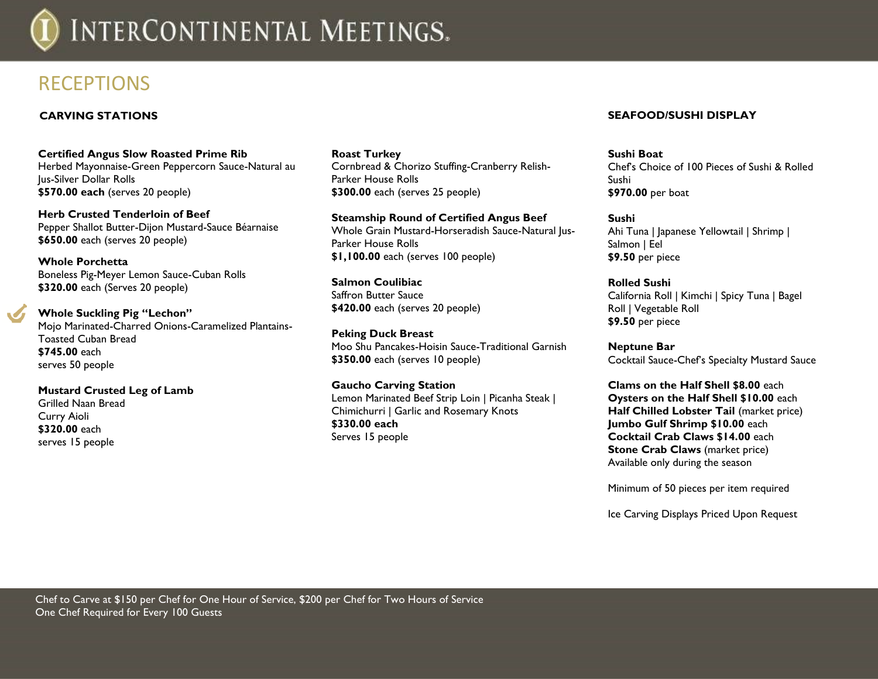# RECEPTIONS

## CARVING STATIONS

**Certified Angus Slow Roasted Prime Rib**
Herbed Mayonnaise-Green Peppercorn Sauce-Natural au Jus-Silver Dollar Rolls
**$570.00 each** (serves 20 people)

**Herb Crusted Tenderloin of Beef**
Pepper Shallot Butter-Dijon Mustard-Sauce Béarnaise
**$650.00** each (serves 20 people)

**Whole Porchetta**
Boneless Pig-Meyer Lemon Sauce-Cuban Rolls
**$320.00** each (Serves 20 people)

**Whole Suckling Pig "Lechon"**
Mojo Marinated-Charred Onions-Caramelized Plantains-Toasted Cuban Bread
**$745.00** each
serves 50 people

**Mustard Crusted Leg of Lamb**
Grilled Naan Bread
Curry Aioli
**$320.00** each
serves 15 people

**Roast Turkey**
Cornbread & Chorizo Stuffing-Cranberry Relish-Parker House Rolls
**$300.00** each (serves 25 people)

**Steamship Round of Certified Angus Beef**
Whole Grain Mustard-Horseradish Sauce-Natural Jus-Parker House Rolls
**$1,100.00** each (serves 100 people)

**Salmon Coulibiac**
Saffron Butter Sauce
**$420.00** each (serves 20 people)

**Peking Duck Breast**
Moo Shu Pancakes-Hoisin Sauce-Traditional Garnish
**$350.00** each (serves 10 people)

**Gaucho Carving Station**
Lemon Marinated Beef Strip Loin | Picanha Steak | Chimichurri | Garlic and Rosemary Knots
**$330.00 each**
Serves 15 people

## SEAFOOD/SUSHI DISPLAY

**Sushi Boat**
Chef's Choice of 100 Pieces of Sushi & Rolled Sushi
**$970.00** per boat

**Sushi**
Ahi Tuna | Japanese Yellowtail | Shrimp | Salmon | Eel
**$9.50** per piece

**Rolled Sushi**
California Roll | Kimchi | Spicy Tuna | Bagel Roll | Vegetable Roll
**$9.50** per piece

**Neptune Bar**
Cocktail Sauce-Chef's Specialty Mustard Sauce

**Clams on the Half Shell $8.00** each
**Oysters on the Half Shell $10.00** each
**Half Chilled Lobster Tail** (market price)
**Jumbo Gulf Shrimp $10.00** each
**Cocktail Crab Claws $14.00** each
**Stone Crab Claws** (market price)
Available only during the season

Minimum of 50 pieces per item required

Ice Carving Displays Priced Upon Request

Chef to Carve at $150 per Chef for One Hour of Service, $200 per Chef for Two Hours of Service
One Chef Required for Every 100 Guests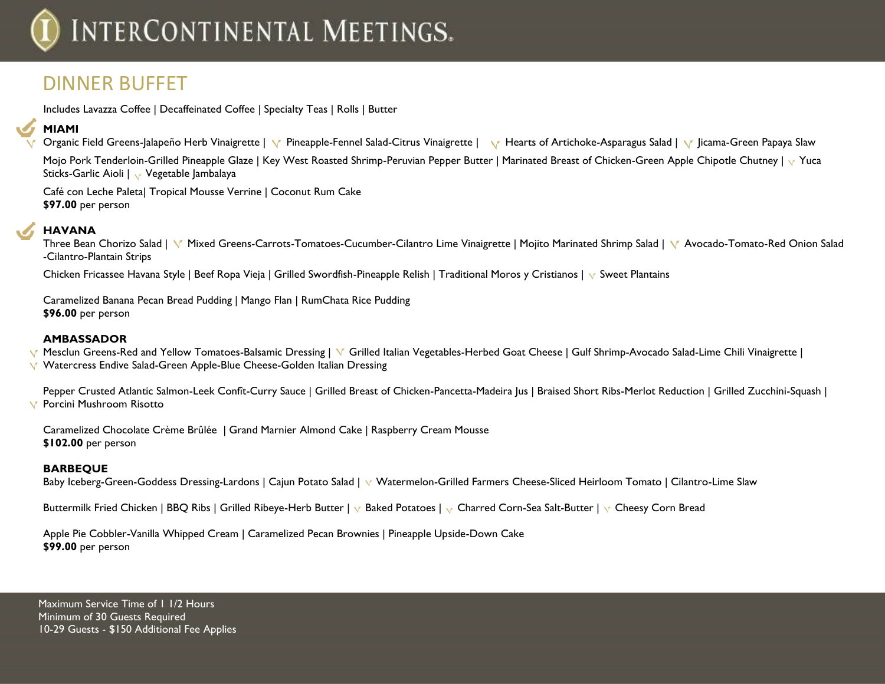# DINNER BUFFET

Includes Lavazza Coffee | Decaffeinated Coffee | Specialty Teas | Rolls | Butter

## MIAMI

Organic Field Greens-Jalapeño Herb Vinaigrette | Pineapple-Fennel Salad-Citrus Vinaigrette | Hearts of Artichoke-Asparagus Salad | Jicama-Green Papaya Slaw

Mojo Pork Tenderloin-Grilled Pineapple Glaze | Key West Roasted Shrimp-Peruvian Pepper Butter | Marinated Breast of Chicken-Green Apple Chipotle Chutney | Yuca Sticks-Garlic Aioli | Vegetable Jambalaya

Café con Leche Paleta| Tropical Mousse Verrine | Coconut Rum Cake
**$97.00** per person

## HAVANA

Three Bean Chorizo Salad | Mixed Greens-Carrots-Tomatoes-Cucumber-Cilantro Lime Vinaigrette | Mojito Marinated Shrimp Salad | Avocado-Tomato-Red Onion Salad -Cilantro-Plantain Strips

Chicken Fricassee Havana Style | Beef Ropa Vieja | Grilled Swordfish-Pineapple Relish | Traditional Moros y Cristianos | Sweet Plantains

Caramelized Banana Pecan Bread Pudding | Mango Flan | RumChata Rice Pudding
**$96.00** per person

## AMBASSADOR

Mesclun Greens-Red and Yellow Tomatoes-Balsamic Dressing | Grilled Italian Vegetables-Herbed Goat Cheese | Gulf Shrimp-Avocado Salad-Lime Chili Vinaigrette | Watercress Endive Salad-Green Apple-Blue Cheese-Golden Italian Dressing

Pepper Crusted Atlantic Salmon-Leek Confît-Curry Sauce | Grilled Breast of Chicken-Pancetta-Madeira Jus | Braised Short Ribs-Merlot Reduction | Grilled Zucchini-Squash | Porcini Mushroom Risotto

Caramelized Chocolate Crème Brûlée | Grand Marnier Almond Cake | Raspberry Cream Mousse
**$102.00** per person

## BARBEQUE

Baby Iceberg-Green-Goddess Dressing-Lardons | Cajun Potato Salad | Watermelon-Grilled Farmers Cheese-Sliced Heirloom Tomato | Cilantro-Lime Slaw

Buttermilk Fried Chicken | BBQ Ribs | Grilled Ribeye-Herb Butter | Baked Potatoes | Charred Corn-Sea Salt-Butter | Cheesy Corn Bread

Apple Pie Cobbler-Vanilla Whipped Cream | Caramelized Pecan Brownies | Pineapple Upside-Down Cake
**$99.00** per person

Maximum Service Time of 1 1/2 Hours
Minimum of 30 Guests Required
10-29 Guests - $150 Additional Fee Applies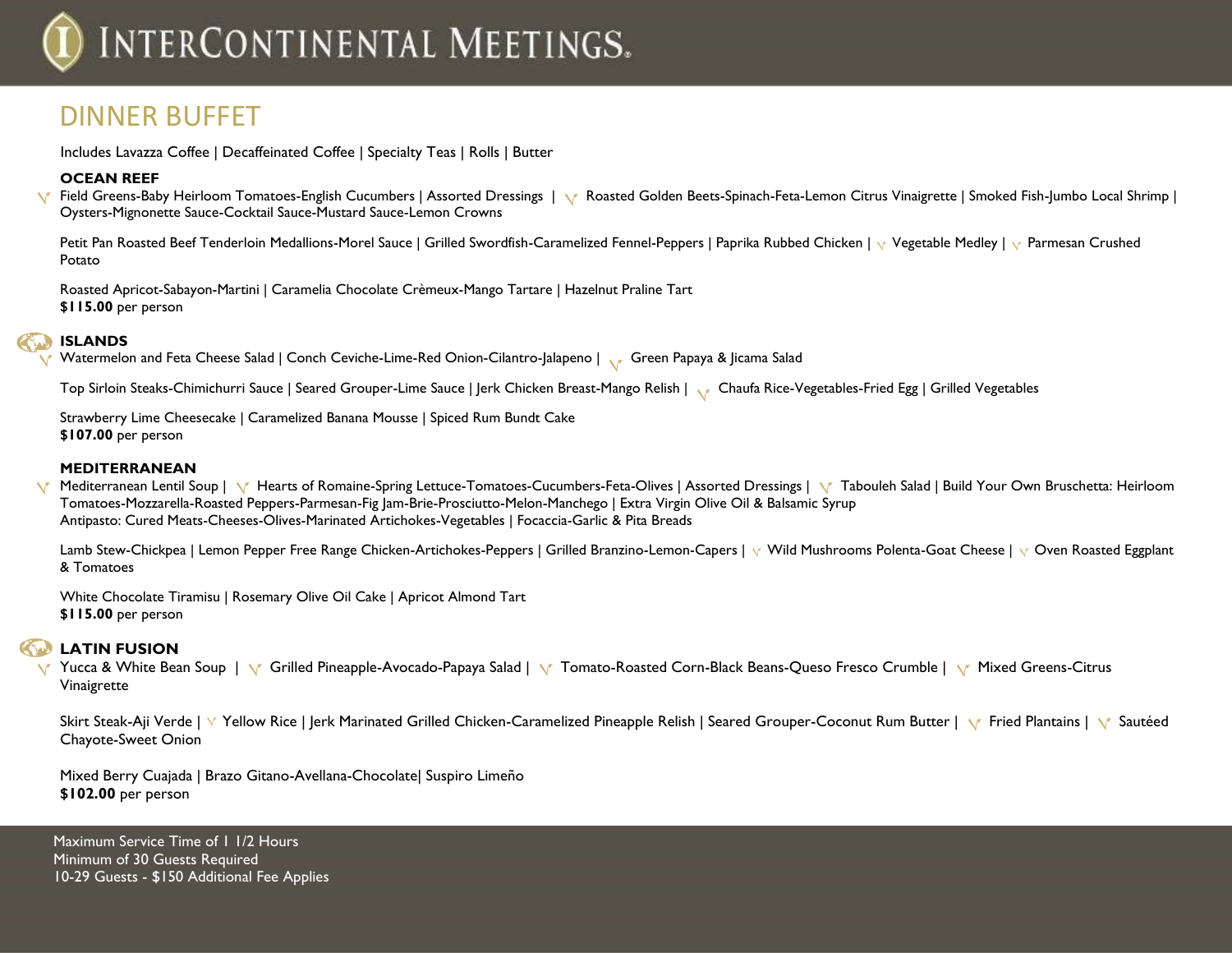# DINNER BUFFET

Includes Lavazza Coffee | Decaffeinated Coffee | Specialty Teas | Rolls | Butter

**OCEAN REEF**

Field Greens-Baby Heirloom Tomatoes-English Cucumbers | Assorted Dressings | Roasted Golden Beets-Spinach-Feta-Lemon Citrus Vinaigrette | Smoked Fish-Jumbo Local Shrimp | Oysters-Mignonette Sauce-Cocktail Sauce-Mustard Sauce-Lemon Crowns

Petit Pan Roasted Beef Tenderloin Medallions-Morel Sauce | Grilled Swordfish-Caramelized Fennel-Peppers | Paprika Rubbed Chicken | Vegetable Medley | Parmesan Crushed Potato

Roasted Apricot-Sabayon-Martini | Caramelia Chocolate Crèmeux-Mango Tartare | Hazelnut Praline Tart
**$115.00** per person

**ISLANDS**

Watermelon and Feta Cheese Salad | Conch Ceviche-Lime-Red Onion-Cilantro-Jalapeno | Green Papaya & Jicama Salad

Top Sirloin Steaks-Chimichurri Sauce | Seared Grouper-Lime Sauce | Jerk Chicken Breast-Mango Relish | Chaufa Rice-Vegetables-Fried Egg | Grilled Vegetables

Strawberry Lime Cheesecake | Caramelized Banana Mousse | Spiced Rum Bundt Cake
**$107.00** per person

**MEDITERRANEAN**

Mediterranean Lentil Soup | Hearts of Romaine-Spring Lettuce-Tomatoes-Cucumbers-Feta-Olives | Assorted Dressings | Tabouleh Salad | Build Your Own Bruschetta: Heirloom Tomatoes-Mozzarella-Roasted Peppers-Parmesan-Fig Jam-Brie-Prosciutto-Melon-Manchego | Extra Virgin Olive Oil & Balsamic Syrup
Antipasto: Cured Meats-Cheeses-Olives-Marinated Artichokes-Vegetables | Focaccia-Garlic & Pita Breads

Lamb Stew-Chickpea | Lemon Pepper Free Range Chicken-Artichokes-Peppers | Grilled Branzino-Lemon-Capers | Wild Mushrooms Polenta-Goat Cheese | Oven Roasted Eggplant & Tomatoes

White Chocolate Tiramisu | Rosemary Olive Oil Cake | Apricot Almond Tart
**$115.00** per person

**LATIN FUSION**

Yucca & White Bean Soup | Grilled Pineapple-Avocado-Papaya Salad | Tomato-Roasted Corn-Black Beans-Queso Fresco Crumble | Mixed Greens-Citrus Vinaigrette

Skirt Steak-Aji Verde | Yellow Rice | Jerk Marinated Grilled Chicken-Caramelized Pineapple Relish | Seared Grouper-Coconut Rum Butter | Fried Plantains | Sautéed Chayote-Sweet Onion

Mixed Berry Cuajada | Brazo Gitano-Avellana-Chocolate| Suspiro Limeño
**$102.00** per person

Maximum Service Time of 1 1/2 Hours
Minimum of 30 Guests Required
10-29 Guests - $150 Additional Fee Applies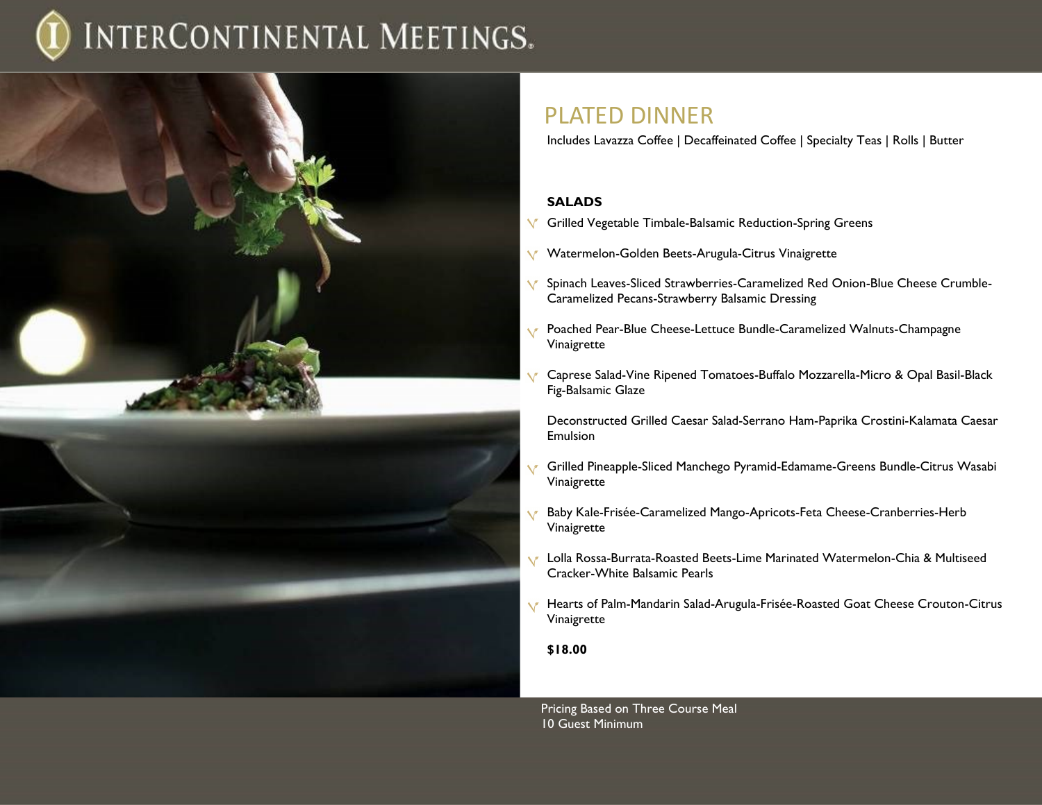# InterContinental Meetings

## PLATED DINNER

Includes Lavazza Coffee | Decaffeinated Coffee | Specialty Teas | Rolls | Butter

**SALADS**

- V Grilled Vegetable Timbale-Balsamic Reduction-Spring Greens
- V Watermelon-Golden Beets-Arugula-Citrus Vinaigrette
- V Spinach Leaves-Sliced Strawberries-Caramelized Red Onion-Blue Cheese Crumble-Caramelized Pecans-Strawberry Balsamic Dressing
- V Poached Pear-Blue Cheese-Lettuce Bundle-Caramelized Walnuts-Champagne Vinaigrette
- V Caprese Salad-Vine Ripened Tomatoes-Buffalo Mozzarella-Micro & Opal Basil-Black Fig-Balsamic Glaze
- Deconstructed Grilled Caesar Salad-Serrano Ham-Paprika Crostini-Kalamata Caesar Emulsion
- V Grilled Pineapple-Sliced Manchego Pyramid-Edamame-Greens Bundle-Citrus Wasabi Vinaigrette
- V Baby Kale-Frisée-Caramelized Mango-Apricots-Feta Cheese-Cranberries-Herb Vinaigrette
- V Lolla Rossa-Burrata-Roasted Beets-Lime Marinated Watermelon-Chia & Multiseed Cracker-White Balsamic Pearls
- V Hearts of Palm-Mandarin Salad-Arugula-Frisée-Roasted Goat Cheese Crouton-Citrus Vinaigrette

**$18.00**

Pricing Based on Three Course Meal
10 Guest Minimum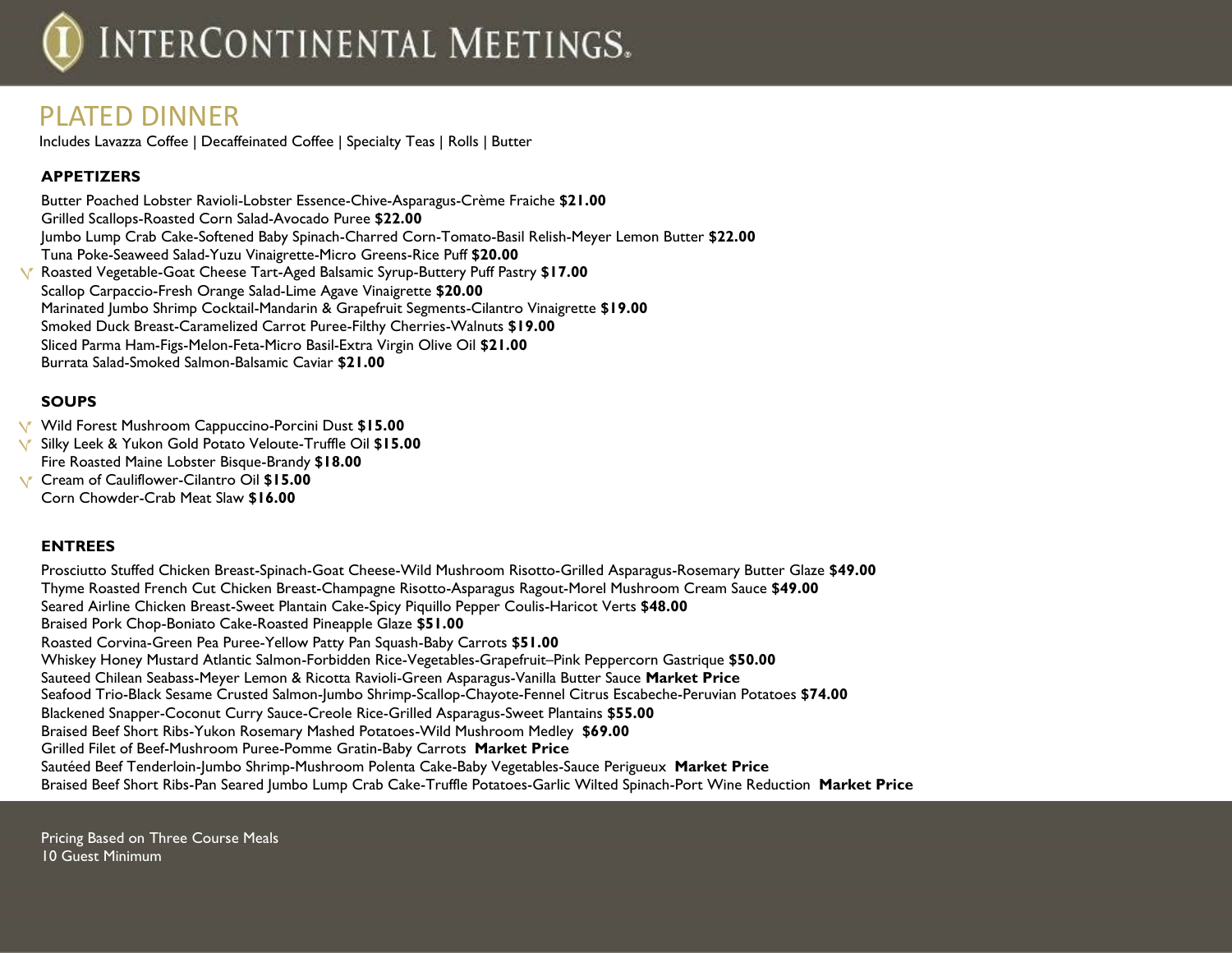# INTERCONTINENTAL MEETINGS.

## PLATED DINNER

Includes Lavazza Coffee | Decaffeinated Coffee | Specialty Teas | Rolls | Butter

### APPETIZERS

Butter Poached Lobster Ravioli-Lobster Essence-Chive-Asparagus-Crème Fraiche **$21.00**
Grilled Scallops-Roasted Corn Salad-Avocado Puree **$22.00**
Jumbo Lump Crab Cake-Softened Baby Spinach-Charred Corn-Tomato-Basil Relish-Meyer Lemon Butter **$22.00**
Tuna Poke-Seaweed Salad-Yuzu Vinaigrette-Micro Greens-Rice Puff **$20.00**
V Roasted Vegetable-Goat Cheese Tart-Aged Balsamic Syrup-Buttery Puff Pastry **$17.00**
Scallop Carpaccio-Fresh Orange Salad-Lime Agave Vinaigrette **$20.00**
Marinated Jumbo Shrimp Cocktail-Mandarin & Grapefruit Segments-Cilantro Vinaigrette **$19.00**
Smoked Duck Breast-Caramelized Carrot Puree-Filthy Cherries-Walnuts **$19.00**
Sliced Parma Ham-Figs-Melon-Feta-Micro Basil-Extra Virgin Olive Oil **$21.00**
Burrata Salad-Smoked Salmon-Balsamic Caviar **$21.00**

### SOUPS

V Wild Forest Mushroom Cappuccino-Porcini Dust **$15.00**
V Silky Leek & Yukon Gold Potato Veloute-Truffle Oil **$15.00**
Fire Roasted Maine Lobster Bisque-Brandy **$18.00**
V Cream of Cauliflower-Cilantro Oil **$15.00**
Corn Chowder-Crab Meat Slaw **$16.00**

### ENTREES

Prosciutto Stuffed Chicken Breast-Spinach-Goat Cheese-Wild Mushroom Risotto-Grilled Asparagus-Rosemary Butter Glaze **$49.00**
Thyme Roasted French Cut Chicken Breast-Champagne Risotto-Asparagus Ragout-Morel Mushroom Cream Sauce **$49.00**
Seared Airline Chicken Breast-Sweet Plantain Cake-Spicy Piquillo Pepper Coulis-Haricot Verts **$48.00**
Braised Pork Chop-Boniato Cake-Roasted Pineapple Glaze **$51.00**
Roasted Corvina-Green Pea Puree-Yellow Patty Pan Squash-Baby Carrots **$51.00**
Whiskey Honey Mustard Atlantic Salmon-Forbidden Rice-Vegetables-Grapefruit–Pink Peppercorn Gastrique **$50.00**
Sauteed Chilean Seabass-Meyer Lemon & Ricotta Ravioli-Green Asparagus-Vanilla Butter Sauce **Market Price**
Seafood Trio-Black Sesame Crusted Salmon-Jumbo Shrimp-Scallop-Chayote-Fennel Citrus Escabeche-Peruvian Potatoes **$74.00**
Blackened Snapper-Coconut Curry Sauce-Creole Rice-Grilled Asparagus-Sweet Plantains **$55.00**
Braised Beef Short Ribs-Yukon Rosemary Mashed Potatoes-Wild Mushroom Medley **$69.00**
Grilled Filet of Beef-Mushroom Puree-Pomme Gratin-Baby Carrots **Market Price**
Sautéed Beef Tenderloin-Jumbo Shrimp-Mushroom Polenta Cake-Baby Vegetables-Sauce Perigueux **Market Price**
Braised Beef Short Ribs-Pan Seared Jumbo Lump Crab Cake-Truffle Potatoes-Garlic Wilted Spinach-Port Wine Reduction **Market Price**

Pricing Based on Three Course Meals
10 Guest Minimum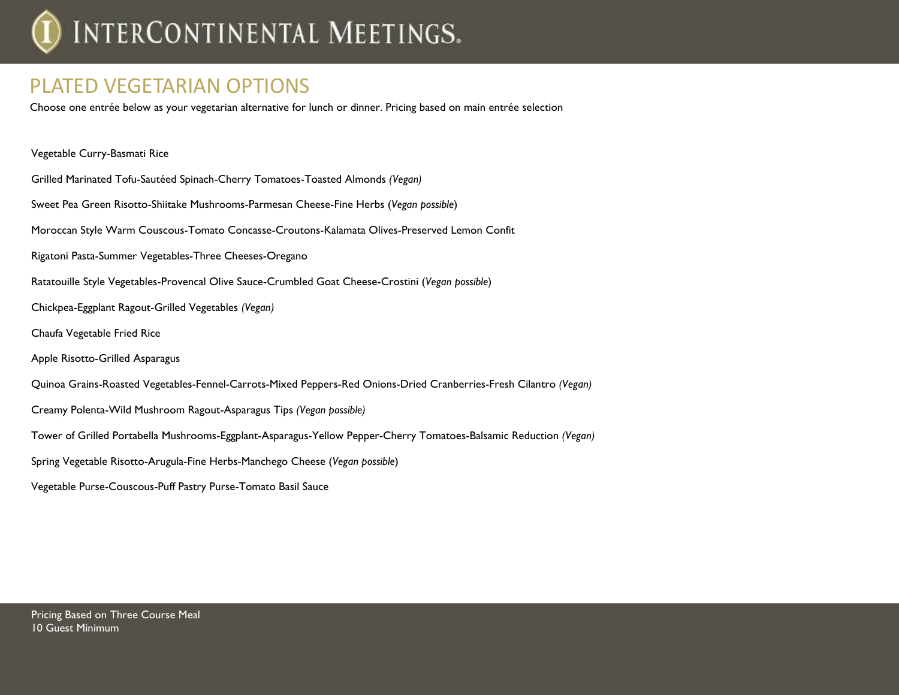# PLATED VEGETARIAN OPTIONS

Choose one entrée below as your vegetarian alternative for lunch or dinner. Pricing based on main entrée selection

Vegetable Curry-Basmati Rice

Grilled Marinated Tofu-Sautéed Spinach-Cherry Tomatoes-Toasted Almonds *(Vegan)*

Sweet Pea Green Risotto-Shiitake Mushrooms-Parmesan Cheese-Fine Herbs (*Vegan possible*)

Moroccan Style Warm Couscous-Tomato Concasse-Croutons-Kalamata Olives-Preserved Lemon Confit

Rigatoni Pasta-Summer Vegetables-Three Cheeses-Oregano

Ratatouille Style Vegetables-Provencal Olive Sauce-Crumbled Goat Cheese-Crostini (*Vegan possible*)

Chickpea-Eggplant Ragout-Grilled Vegetables *(Vegan)*

Chaufa Vegetable Fried Rice

Apple Risotto-Grilled Asparagus

Quinoa Grains-Roasted Vegetables-Fennel-Carrots-Mixed Peppers-Red Onions-Dried Cranberries-Fresh Cilantro *(Vegan)*

Creamy Polenta-Wild Mushroom Ragout-Asparagus Tips *(Vegan possible)*

Tower of Grilled Portabella Mushrooms-Eggplant-Asparagus-Yellow Pepper-Cherry Tomatoes-Balsamic Reduction *(Vegan)*

Spring Vegetable Risotto-Arugula-Fine Herbs-Manchego Cheese (*Vegan possible*)

Vegetable Purse-Couscous-Puff Pastry Purse-Tomato Basil Sauce

Pricing Based on Three Course Meal
10 Guest Minimum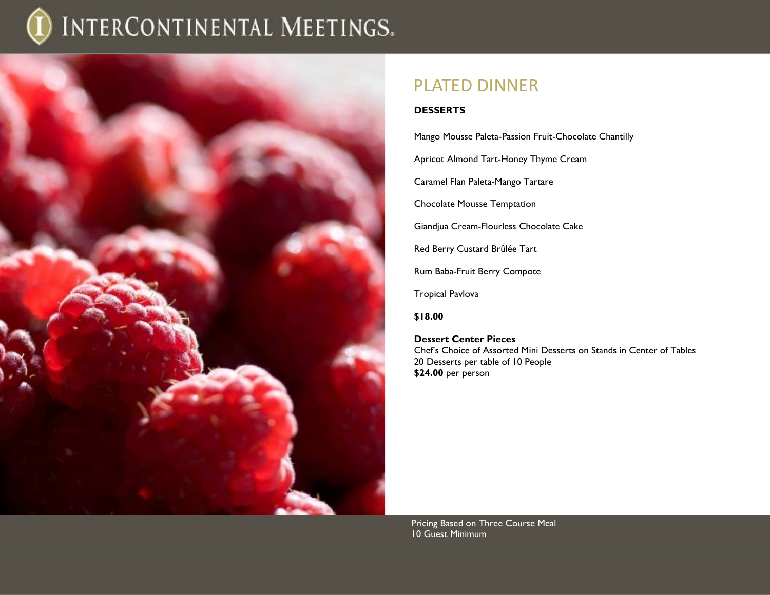# PLATED DINNER

**DESSERTS**

Mango Mousse Paleta-Passion Fruit-Chocolate Chantilly

Apricot Almond Tart-Honey Thyme Cream

Caramel Flan Paleta-Mango Tartare

Chocolate Mousse Temptation

Giandjua Cream-Flourless Chocolate Cake

Red Berry Custard Brûlée Tart

Rum Baba-Fruit Berry Compote

Tropical Pavlova

**$18.00**

**Dessert Center Pieces**
Chef's Choice of Assorted Mini Desserts on Stands in Center of Tables
20 Desserts per table of 10 People
**$24.00** per person

Pricing Based on Three Course Meal
10 Guest Minimum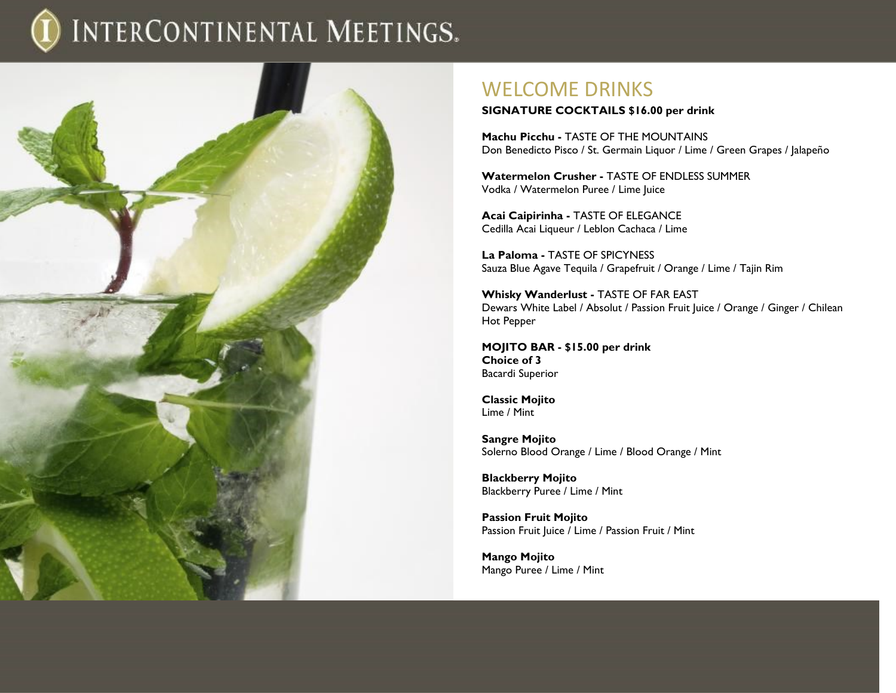# WELCOME DRINKS

**SIGNATURE COCKTAILS $16.00 per drink**

**Machu Picchu -** TASTE OF THE MOUNTAINS
Don Benedicto Pisco / St. Germain Liquor / Lime / Green Grapes / Jalapeño

**Watermelon Crusher -** TASTE OF ENDLESS SUMMER
Vodka / Watermelon Puree / Lime Juice

**Acai Caipirinha -** TASTE OF ELEGANCE
Cedilla Acai Liqueur / Leblon Cachaca / Lime

**La Paloma -** TASTE OF SPICYNESS
Sauza Blue Agave Tequila / Grapefruit / Orange / Lime / Tajin Rim

**Whisky Wanderlust -** TASTE OF FAR EAST
Dewars White Label / Absolut / Passion Fruit Juice / Orange / Ginger / Chilean Hot Pepper

**MOJITO BAR - $15.00 per drink**
**Choice of 3**
Bacardi Superior

**Classic Mojito**
Lime / Mint

**Sangre Mojito**
Solerno Blood Orange / Lime / Blood Orange / Mint

**Blackberry Mojito**
Blackberry Puree / Lime / Mint

**Passion Fruit Mojito**
Passion Fruit Juice / Lime / Passion Fruit / Mint

**Mango Mojito**
Mango Puree / Lime / Mint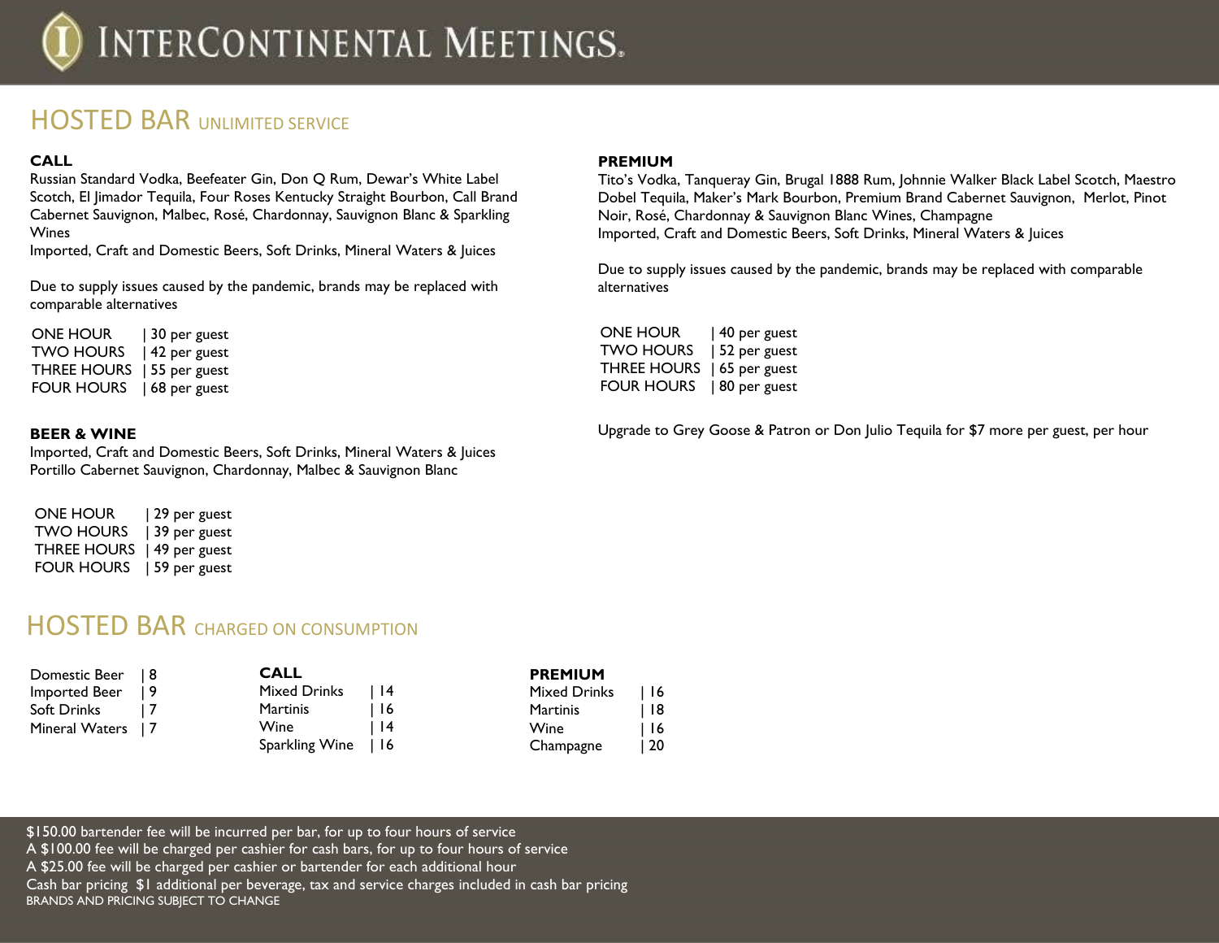# HOSTED BAR UNLIMITED SERVICE

### CALL

Russian Standard Vodka, Beefeater Gin, Don Q Rum, Dewar's White Label Scotch, El Jimador Tequila, Four Roses Kentucky Straight Bourbon, Call Brand Cabernet Sauvignon, Malbec, Rosé, Chardonnay, Sauvignon Blanc & Sparkling Wines

Imported, Craft and Domestic Beers, Soft Drinks, Mineral Waters & Juices

Due to supply issues caused by the pandemic, brands may be replaced with comparable alternatives

| | |
|---|---|
| ONE HOUR | 30 per guest |
| TWO HOURS | 42 per guest |
| THREE HOURS | 55 per guest |
| FOUR HOURS | 68 per guest |

### BEER & WINE

Imported, Craft and Domestic Beers, Soft Drinks, Mineral Waters & Juices

Portillo Cabernet Sauvignon, Chardonnay, Malbec & Sauvignon Blanc

| | |
|---|---|
| ONE HOUR | 29 per guest |
| TWO HOURS | 39 per guest |
| THREE HOURS | 49 per guest |
| FOUR HOURS | 59 per guest |

### PREMIUM

Tito's Vodka, Tanqueray Gin, Brugal 1888 Rum, Johnnie Walker Black Label Scotch, Maestro Dobel Tequila, Maker's Mark Bourbon, Premium Brand Cabernet Sauvignon, Merlot, Pinot Noir, Rosé, Chardonnay & Sauvignon Blanc Wines, Champagne

Imported, Craft and Domestic Beers, Soft Drinks, Mineral Waters & Juices

Due to supply issues caused by the pandemic, brands may be replaced with comparable alternatives

| | |
|---|---|
| ONE HOUR | 40 per guest |
| TWO HOURS | 52 per guest |
| THREE HOURS | 65 per guest |
| FOUR HOURS | 80 per guest |

Upgrade to Grey Goose & Patron or Don Julio Tequila for $7 more per guest, per hour

# HOSTED BAR CHARGED ON CONSUMPTION

| | |
|---|---|
| Domestic Beer | 8 |
| Imported Beer | 9 |
| Soft Drinks | 7 |
| Mineral Waters | 7 |

### CALL

| | |
|---|---|
| Mixed Drinks | 14 |
| Martinis | 16 |
| Wine | 14 |
| Sparkling Wine | 16 |

### PREMIUM

| | |
|---|---|
| Mixed Drinks | 16 |
| Martinis | 18 |
| Wine | 16 |
| Champagne | 20 |

$150.00 bartender fee will be incurred per bar, for up to four hours of service

A $100.00 fee will be charged per cashier for cash bars, for up to four hours of service

A $25.00 fee will be charged per cashier or bartender for each additional hour

Cash bar pricing $1 additional per beverage, tax and service charges included in cash bar pricing

BRANDS AND PRICING SUBJECT TO CHANGE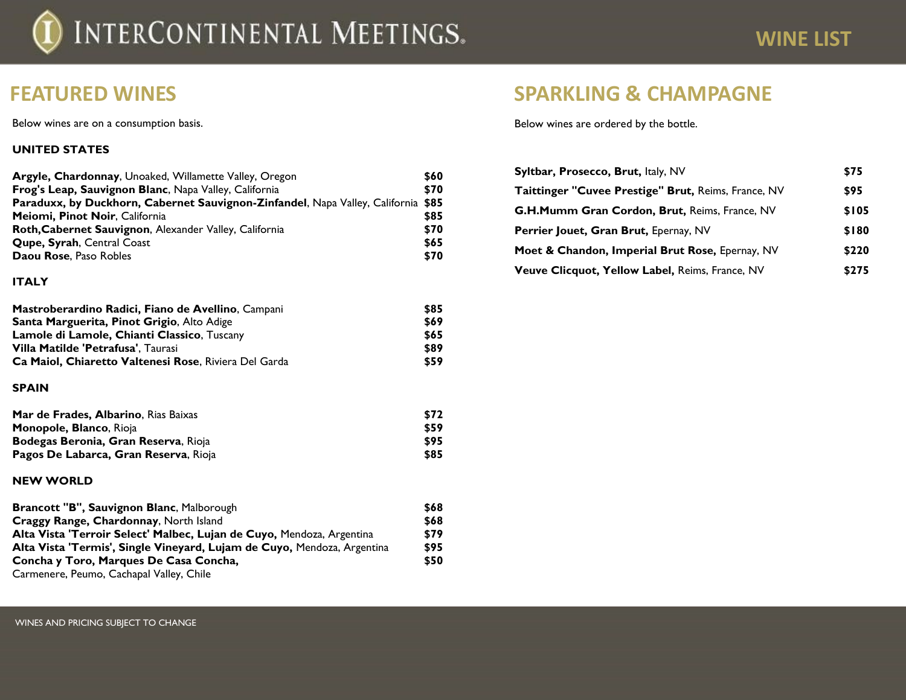# INTERCONTINENTAL MEETINGS.

## WINE LIST

## FEATURED WINES

Below wines are on a consumption basis.

### UNITED STATES

| | |
|---|---|
| **Argyle, Chardonnay**, Unoaked, Willamette Valley, Oregon | $60 |
| **Frog's Leap, Sauvignon Blanc**, Napa Valley, California | $70 |
| **Paraduxx, by Duckhorn, Cabernet Sauvignon-Zinfandel**, Napa Valley, California | $85 |
| **Meiomi, Pinot Noir**, California | $85 |
| **Roth,Cabernet Sauvignon**, Alexander Valley, California | $70 |
| **Qupe, Syrah**, Central Coast | $65 |
| **Daou Rose**, Paso Robles | $70 |

### ITALY

| | |
|---|---|
| **Mastroberardino Radici, Fiano de Avellino**, Campani | $85 |
| **Santa Marguerita, Pinot Grigio**, Alto Adige | $69 |
| **Lamole di Lamole, Chianti Classico**, Tuscany | $65 |
| **Villa Matilde 'Petrafusa'**, Taurasi | $89 |
| **Ca Maiol, Chiaretto Valtenesi Rose**, Riviera Del Garda | $59 |

### SPAIN

| | |
|---|---|
| **Mar de Frades, Albarino**, Rias Baixas | $72 |
| **Monopole, Blanco**, Rioja | $59 |
| **Bodegas Beronia, Gran Reserva**, Rioja | $95 |
| **Pagos De Labarca, Gran Reserva**, Rioja | $85 |

### NEW WORLD

| | |
|---|---|
| **Brancott "B", Sauvignon Blanc**, Malborough | $68 |
| **Craggy Range, Chardonnay**, North Island | $68 |
| **Alta Vista 'Terroir Select' Malbec, Lujan de Cuyo,** Mendoza, Argentina | $79 |
| **Alta Vista 'Termis', Single Vineyard, Lujam de Cuyo,** Mendoza, Argentina | $95 |
| **Concha y Toro, Marques De Casa Concha,** Carmenere, Peumo, Cachapal Valley, Chile | $50 |

## SPARKLING & CHAMPAGNE

Below wines are ordered by the bottle.

| | |
|---|---|
| **Syltbar, Prosecco, Brut,** Italy, NV | $75 |
| **Taittinger "Cuvee Prestige" Brut,** Reims, France, NV | $95 |
| **G.H.Mumm Gran Cordon, Brut,** Reims, France, NV | $105 |
| **Perrier Jouet, Gran Brut,** Epernay, NV | $180 |
| **Moet & Chandon, Imperial Brut Rose,** Epernay, NV | $220 |
| **Veuve Clicquot, Yellow Label,** Reims, France, NV | $275 |

WINES AND PRICING SUBJECT TO CHANGE